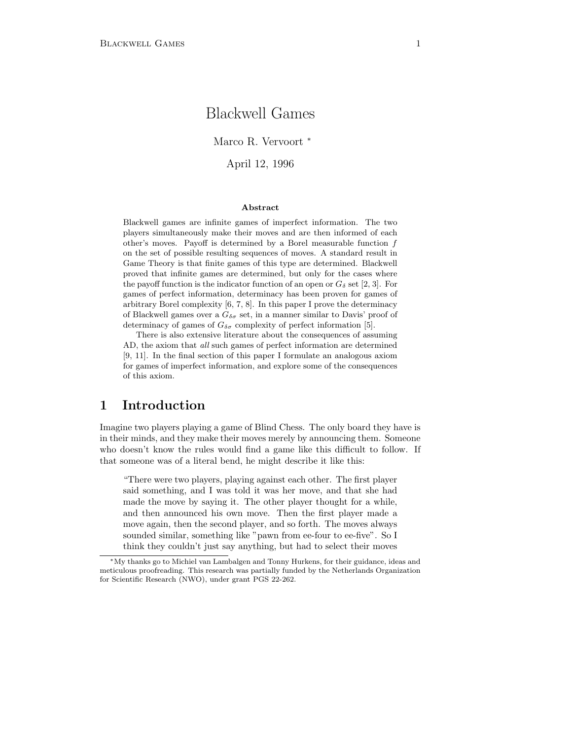# Blackwell Games

Marco R. Vervoort *

April 12, 1996

**Abstract**

Blackwell games are infinite games of imperfect information. The two players simultaneously make their moves and are then informed of each other's moves. Payoff is determined by a Borel measurable function $f$ on the set of possible resulting sequences of moves. A standard result in Game Theory is that finite games of this type are determined. Blackwell proved that infinite games are determined, but only for the cases where the payoff function is the indicator function of an open or $G_\delta$ set [2, 3]. For games of perfect information, determinacy has been proven for games of arbitrary Borel complexity [6, 7, 8]. In this paper I prove the determinacy of Blackwell games over a $G_{\delta\sigma}$ set, in a manner similar to Davis' proof of determinacy of games of $G_{\delta\sigma}$ complexity of perfect information [5].

There is also extensive literature about the consequences of assuming AD, the axiom that *all* such games of perfect information are determined [9, 11]. In the final section of this paper I formulate an analogous axiom for games of imperfect information, and explore some of the consequences of this axiom.

## 1 Introduction

Imagine two players playing a game of Blind Chess. The only board they have is in their minds, and they make their moves merely by announcing them. Someone who doesn't know the rules would find a game like this difficult to follow. If that someone was of a literal bend, he might describe it like this:

> "There were two players, playing against each other. The first player said something, and I was told it was her move, and that she had made the move by saying it. The other player thought for a while, and then announced his own move. Then the first player made a move again, then the second player, and so forth. The moves always sounded similar, something like "pawn from ee-four to ee-five". So I think they couldn't just say anything, but had to select their moves

*My thanks go to Michiel van Lambalgen and Tonny Hurkens, for their guidance, ideas and meticulous proofreading. This research was partially funded by the Netherlands Organization for Scientific Research (NWO), under grant PGS 22-262.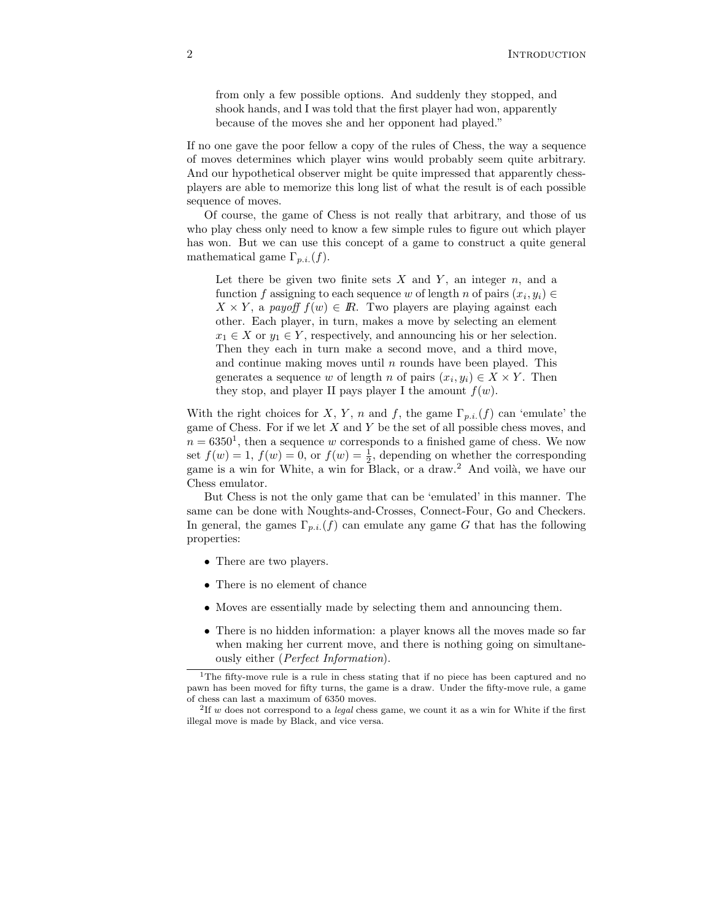> from only a few possible options. And suddenly they stopped, and shook hands, and I was told that the first player had won, apparently because of the moves she and her opponent had played."

If no one gave the poor fellow a copy of the rules of Chess, the way a sequence of moves determines which player wins would probably seem quite arbitrary. And our hypothetical observer might be quite impressed that apparently chess-players are able to memorize this long list of what the result is of each possible sequence of moves.

Of course, the game of Chess is not really that arbitrary, and those of us who play chess only need to know a few simple rules to figure out which player has won. But we can use this concept of a game to construct a quite general mathematical game $\Gamma_{p.i.}(f)$.

> Let there be given two finite sets $X$ and $Y$, an integer $n$, and a function $f$ assigning to each sequence $w$ of length $n$ of pairs $(x_i, y_i) \in X \times Y$, a *payoff* $f(w) \in \mathbb{R}$. Two players are playing against each other. Each player, in turn, makes a move by selecting an element $x_1 \in X$ or $y_1 \in Y$, respectively, and announcing his or her selection. Then they each in turn make a second move, and a third move, and continue making moves until $n$ rounds have been played. This generates a sequence $w$ of length $n$ of pairs $(x_i, y_i) \in X \times Y$. Then they stop, and player II pays player I the amount $f(w)$.

With the right choices for $X$, $Y$, $n$ and $f$, the game $\Gamma_{p.i.}(f)$ can 'emulate' the game of Chess. For if we let $X$ and $Y$ be the set of all possible chess moves, and $n = 6350$[1], then a sequence $w$ corresponds to a finished game of chess. We now set $f(w) = 1$, $f(w) = 0$, or $f(w) = \frac{1}{2}$, depending on whether the corresponding game is a win for White, a win for Black, or a draw.[2] And voilà, we have our Chess emulator.

But Chess is not the only game that can be 'emulated' in this manner. The same can be done with Noughts-and-Crosses, Connect-Four, Go and Checkers. In general, the games $\Gamma_{p.i.}(f)$ can emulate any game $G$ that has the following properties:

- There are two players.
- There is no element of chance
- Moves are essentially made by selecting them and announcing them.
- There is no hidden information: a player knows all the moves made so far when making her current move, and there is nothing going on simultaneously either (*Perfect Information*).

---

[1] The fifty-move rule is a rule in chess stating that if no piece has been captured and no pawn has been moved for fifty turns, the game is a draw. Under the fifty-move rule, a game of chess can last a maximum of 6350 moves.

[2] If $w$ does not correspond to a *legal* chess game, we count it as a win for White if the first illegal move is made by Black, and vice versa.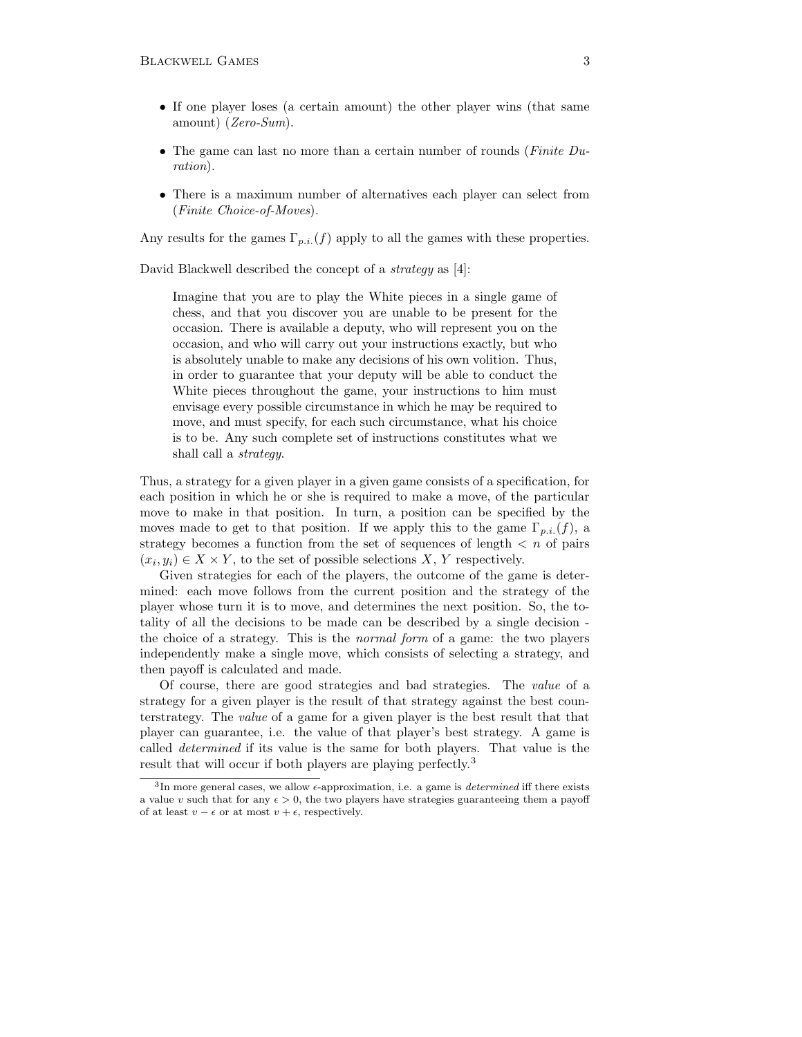- If one player loses (a certain amount) the other player wins (that same amount) (*Zero-Sum*).
- The game can last no more than a certain number of rounds (*Finite Duration*).
- There is a maximum number of alternatives each player can select from (*Finite Choice-of-Moves*).

Any results for the games $\Gamma_{p.i.}(f)$ apply to all the games with these properties.

David Blackwell described the concept of a *strategy* as [4]:

> Imagine that you are to play the White pieces in a single game of chess, and that you discover you are unable to be present for the occasion. There is available a deputy, who will represent you on the occasion, and who will carry out your instructions exactly, but who is absolutely unable to make any decisions of his own volition. Thus, in order to guarantee that your deputy will be able to conduct the White pieces throughout the game, your instructions to him must envisage every possible circumstance in which he may be required to move, and must specify, for each such circumstance, what his choice is to be. Any such complete set of instructions constitutes what we shall call a *strategy*.

Thus, a strategy for a given player in a given game consists of a specification, for each position in which he or she is required to make a move, of the particular move to make in that position. In turn, a position can be specified by the moves made to get to that position. If we apply this to the game $\Gamma_{p.i.}(f)$, a strategy becomes a function from the set of sequences of length $< n$ of pairs $(x_i, y_i) \in X \times Y$, to the set of possible selections $X$, $Y$ respectively.

Given strategies for each of the players, the outcome of the game is determined: each move follows from the current position and the strategy of the player whose turn it is to move, and determines the next position. So, the totality of all the decisions to be made can be described by a single decision - the choice of a strategy. This is the *normal form* of a game: the two players independently make a single move, which consists of selecting a strategy, and then payoff is calculated and made.

Of course, there are good strategies and bad strategies. The *value* of a strategy for a given player is the result of that strategy against the best counterstrategy. The *value* of a game for a given player is the best result that that player can guarantee, i.e. the value of that player's best strategy. A game is called *determined* if its value is the same for both players. That value is the result that will occur if both players are playing perfectly.[3]

[3] In more general cases, we allow $\epsilon$-approximation, i.e. a game is *determined* iff there exists a value $v$ such that for any $\epsilon > 0$, the two players have strategies guaranteeing them a payoff of at least $v - \epsilon$ or at most $v + \epsilon$, respectively.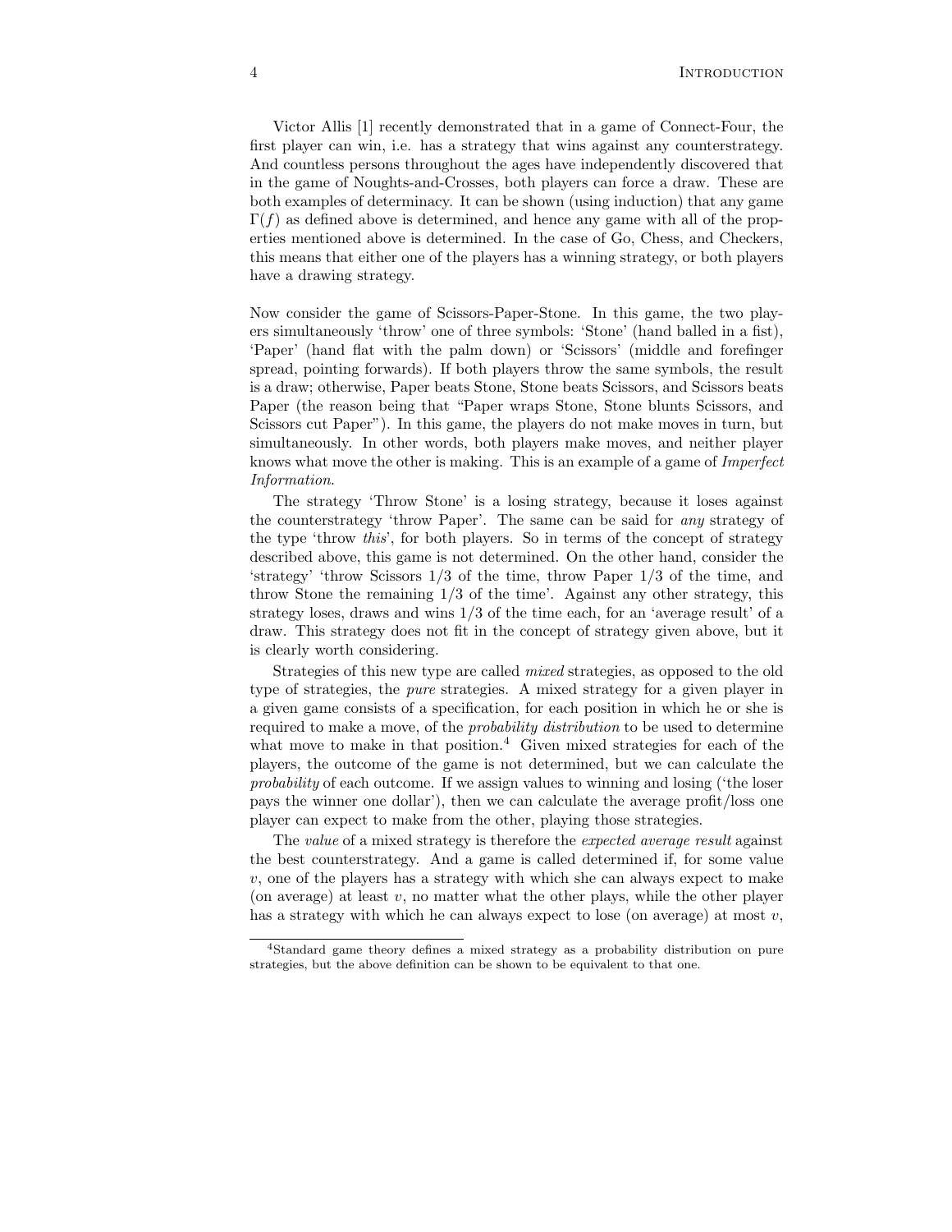Victor Allis [1] recently demonstrated that in a game of Connect-Four, the first player can win, i.e. has a strategy that wins against any counterstrategy. And countless persons throughout the ages have independently discovered that in the game of Noughts-and-Crosses, both players can force a draw. These are both examples of determinacy. It can be shown (using induction) that any game $\Gamma(f)$ as defined above is determined, and hence any game with all of the properties mentioned above is determined. In the case of Go, Chess, and Checkers, this means that either one of the players has a winning strategy, or both players have a drawing strategy.

Now consider the game of Scissors-Paper-Stone. In this game, the two players simultaneously 'throw' one of three symbols: 'Stone' (hand balled in a fist), 'Paper' (hand flat with the palm down) or 'Scissors' (middle and forefinger spread, pointing forwards). If both players throw the same symbols, the result is a draw; otherwise, Paper beats Stone, Stone beats Scissors, and Scissors beats Paper (the reason being that "Paper wraps Stone, Stone blunts Scissors, and Scissors cut Paper"). In this game, the players do not make moves in turn, but simultaneously. In other words, both players make moves, and neither player knows what move the other is making. This is an example of a game of *Imperfect Information*.

The strategy 'Throw Stone' is a losing strategy, because it loses against the counterstrategy 'throw Paper'. The same can be said for *any* strategy of the type 'throw *this*', for both players. So in terms of the concept of strategy described above, this game is not determined. On the other hand, consider the 'strategy' 'throw Scissors 1/3 of the time, throw Paper 1/3 of the time, and throw Stone the remaining 1/3 of the time'. Against any other strategy, this strategy loses, draws and wins 1/3 of the time each, for an 'average result' of a draw. This strategy does not fit in the concept of strategy given above, but it is clearly worth considering.

Strategies of this new type are called *mixed* strategies, as opposed to the old type of strategies, the *pure* strategies. A mixed strategy for a given player in a given game consists of a specification, for each position in which he or she is required to make a move, of the *probability distribution* to be used to determine what move to make in that position.[4] Given mixed strategies for each of the players, the outcome of the game is not determined, but we can calculate the *probability* of each outcome. If we assign values to winning and losing ('the loser pays the winner one dollar'), then we can calculate the average profit/loss one player can expect to make from the other, playing those strategies.

The *value* of a mixed strategy is therefore the *expected average result* against the best counterstrategy. And a game is called determined if, for some value $v$, one of the players has a strategy with which she can always expect to make (on average) at least $v$, no matter what the other plays, while the other player has a strategy with which he can always expect to lose (on average) at most $v$,

[4] Standard game theory defines a mixed strategy as a probability distribution on pure strategies, but the above definition can be shown to be equivalent to that one.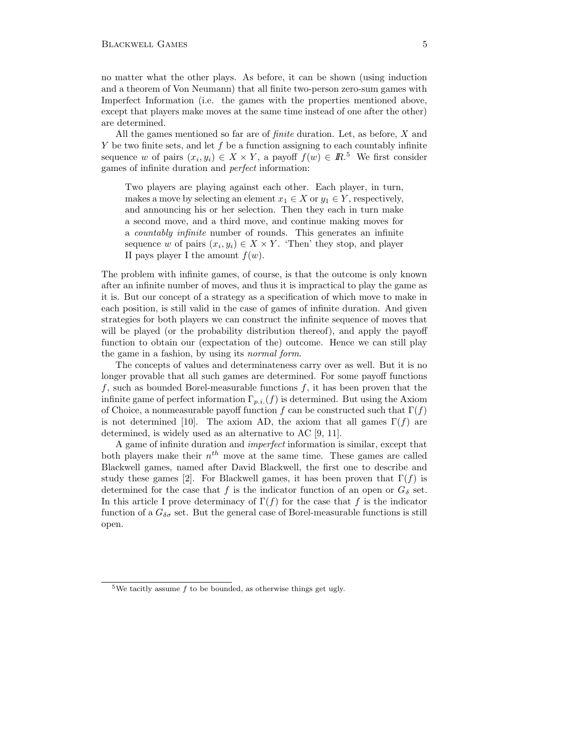no matter what the other plays. As before, it can be shown (using induction and a theorem of Von Neumann) that all finite two-person zero-sum games with Imperfect Information (i.e. the games with the properties mentioned above, except that players make moves at the same time instead of one after the other) are determined.

All the games mentioned so far are of *finite* duration. Let, as before, $X$ and $Y$ be two finite sets, and let $f$ be a function assigning to each countably infinite sequence $w$ of pairs $(x_i, y_i) \in X \times Y$, a payoff $f(w) \in \mathbb{R}$.[5] We first consider games of infinite duration and *perfect* information:

> Two players are playing against each other. Each player, in turn, makes a move by selecting an element $x_1 \in X$ or $y_1 \in Y$, respectively, and announcing his or her selection. Then they each in turn make a second move, and a third move, and continue making moves for a *countably infinite* number of rounds. This generates an infinite sequence $w$ of pairs $(x_i, y_i) \in X \times Y$. 'Then' they stop, and player II pays player I the amount $f(w)$.

The problem with infinite games, of course, is that the outcome is only known after an infinite number of moves, and thus it is impractical to play the game as it is. But our concept of a strategy as a specification of which move to make in each position, is still valid in the case of games of infinite duration. And given strategies for both players we can construct the infinite sequence of moves that will be played (or the probability distribution thereof), and apply the payoff function to obtain our (expectation of the) outcome. Hence we can still play the game in a fashion, by using its *normal form*.

The concepts of values and determinateness carry over as well. But it is no longer provable that all such games are determined. For some payoff functions $f$, such as bounded Borel-measurable functions $f$, it has been proven that the infinite game of perfect information $\Gamma_{p.i.}(f)$ is determined. But using the Axiom of Choice, a nonmeasurable payoff function $f$ can be constructed such that $\Gamma(f)$ is not determined [10]. The axiom AD, the axiom that all games $\Gamma(f)$ are determined, is widely used as an alternative to AC [9, 11].

A game of infinite duration and *imperfect* information is similar, except that both players make their $n^{th}$ move at the same time. These games are called Blackwell games, named after David Blackwell, the first one to describe and study these games [2]. For Blackwell games, it has been proven that $\Gamma(f)$ is determined for the case that $f$ is the indicator function of an open or $G_\delta$ set. In this article I prove determinacy of $\Gamma(f)$ for the case that $f$ is the indicator function of a $G_{\delta\sigma}$ set. But the general case of Borel-measurable functions is still open.

[5] We tacitly assume $f$ to be bounded, as otherwise things get ugly.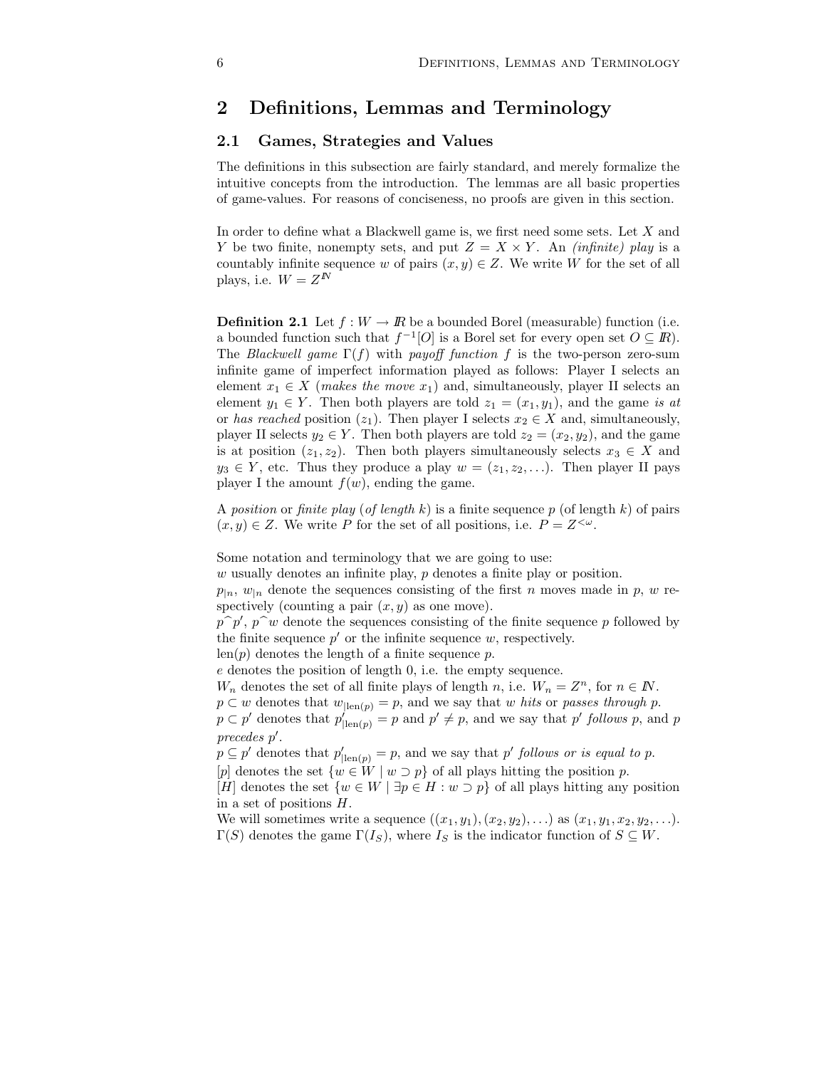# 2 Definitions, Lemmas and Terminology

## 2.1 Games, Strategies and Values

The definitions in this subsection are fairly standard, and merely formalize the intuitive concepts from the introduction. The lemmas are all basic properties of game-values. For reasons of conciseness, no proofs are given in this section.

In order to define what a Blackwell game is, we first need some sets. Let $X$ and $Y$ be two finite, nonempty sets, and put $Z = X \times Y$. An *(infinite) play* is a countably infinite sequence $w$ of pairs $(x, y) \in Z$. We write $W$ for the set of all plays, i.e. $W = Z^{\mathbb{N}}$

**Definition 2.1** Let $f : W \to \mathbb{R}$ be a bounded Borel (measurable) function (i.e. a bounded function such that $f^{-1}[O]$ is a Borel set for every open set $O \subseteq \mathbb{R}$). The *Blackwell game* $\Gamma(f)$ with *payoff function* $f$ is the two-person zero-sum infinite game of imperfect information played as follows: Player I selects an element $x_1 \in X$ (*makes the move* $x_1$) and, simultaneously, player II selects an element $y_1 \in Y$. Then both players are told $z_1 = (x_1, y_1)$, and the game *is at* or *has reached* position $(z_1)$. Then player I selects $x_2 \in X$ and, simultaneously, player II selects $y_2 \in Y$. Then both players are told $z_2 = (x_2, y_2)$, and the game is at position $(z_1, z_2)$. Then both players simultaneously selects $x_3 \in X$ and $y_3 \in Y$, etc. Thus they produce a play $w = (z_1, z_2, \ldots)$. Then player II pays player I the amount $f(w)$, ending the game.

A *position* or *finite play* (*of length* $k$) is a finite sequence $p$ (of length $k$) of pairs $(x, y) \in Z$. We write $P$ for the set of all positions, i.e. $P = Z^{<\omega}$.

Some notation and terminology that we are going to use:
$w$ usually denotes an infinite play, $p$ denotes a finite play or position.
$p_{|n}$, $w_{|n}$ denote the sequences consisting of the first $n$ moves made in $p$, $w$ respectively (counting a pair $(x, y)$ as one move).
$p^\frown p'$, $p^\frown w$ denote the sequences consisting of the finite sequence $p$ followed by the finite sequence $p'$ or the infinite sequence $w$, respectively.
$\text{len}(p)$ denotes the length of a finite sequence $p$.
$e$ denotes the position of length 0, i.e. the empty sequence.
$W_n$ denotes the set of all finite plays of length $n$, i.e. $W_n = Z^n$, for $n \in \mathbb{N}$.
$p \subset w$ denotes that $w_{|\text{len}(p)} = p$, and we say that $w$ *hits* or *passes through* $p$.
$p \subset p'$ denotes that $p'_{|\text{len}(p)} = p$ and $p' \neq p$, and we say that $p'$ *follows* $p$, and $p$ *precedes* $p'$.
$p \subseteq p'$ denotes that $p'_{|\text{len}(p)} = p$, and we say that $p'$ *follows or is equal to* $p$.
$[p]$ denotes the set $\{w \in W \mid w \supset p\}$ of all plays hitting the position $p$.
$[H]$ denotes the set $\{w \in W \mid \exists p \in H : w \supset p\}$ of all plays hitting any position in a set of positions $H$.
We will sometimes write a sequence $((x_1, y_1), (x_2, y_2), \ldots)$ as $(x_1, y_1, x_2, y_2, \ldots)$.
$\Gamma(S)$ denotes the game $\Gamma(I_S)$, where $I_S$ is the indicator function of $S \subseteq W$.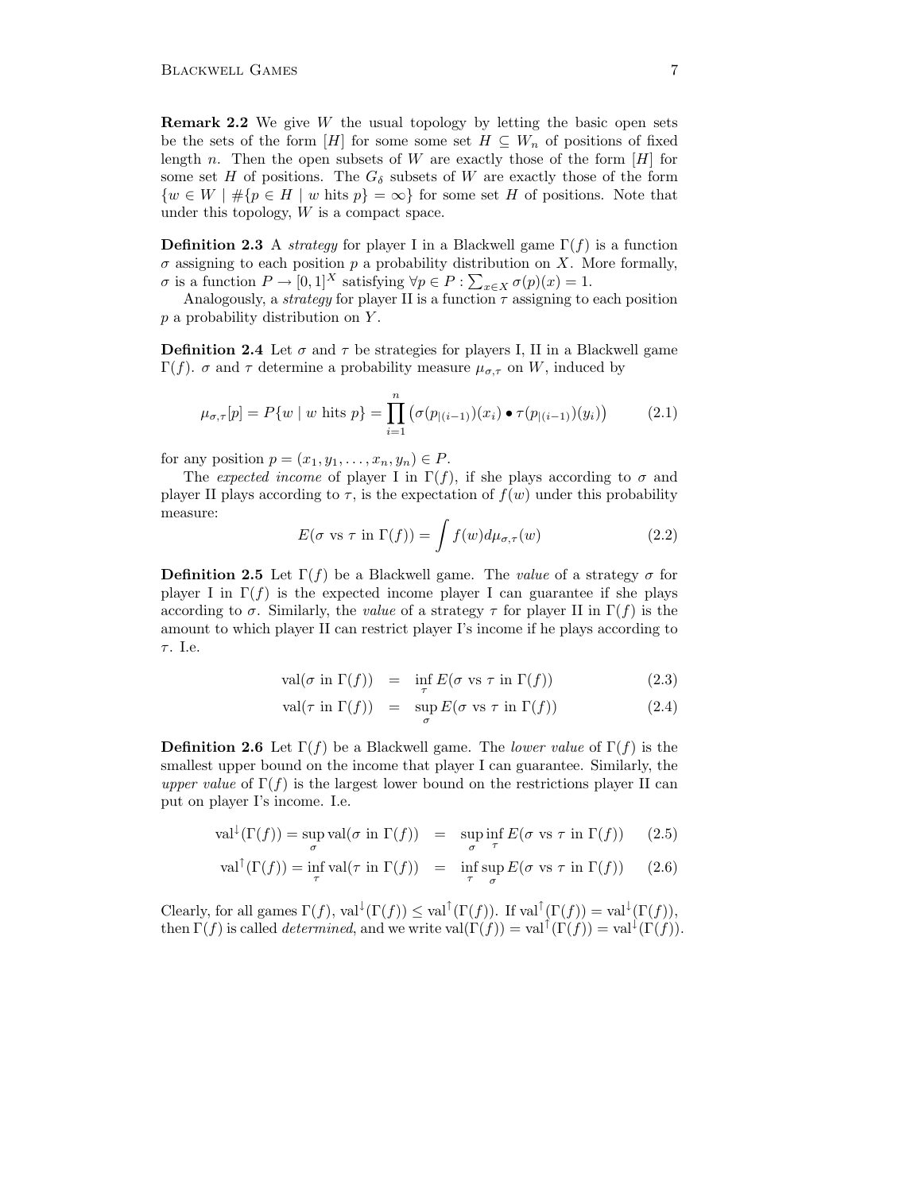**Remark 2.2** We give $W$ the usual topology by letting the basic open sets be the sets of the form $[H]$ for some some set $H \subseteq W_n$ of positions of fixed length $n$. Then the open subsets of $W$ are exactly those of the form $[H]$ for some set $H$ of positions. The $G_\delta$ subsets of $W$ are exactly those of the form $\{w \in W \mid \#\{p \in H \mid w \text{ hits } p\} = \infty\}$ for some set $H$ of positions. Note that under this topology, $W$ is a compact space.

**Definition 2.3** A *strategy* for player I in a Blackwell game $\Gamma(f)$ is a function $\sigma$ assigning to each position $p$ a probability distribution on $X$. More formally, $\sigma$ is a function $P \to [0,1]^X$ satisfying $\forall p \in P : \sum_{x \in X} \sigma(p)(x) = 1$.

Analogously, a *strategy* for player II is a function $\tau$ assigning to each position $p$ a probability distribution on $Y$.

**Definition 2.4** Let $\sigma$ and $\tau$ be strategies for players I, II in a Blackwell game $\Gamma(f)$. $\sigma$ and $\tau$ determine a probability measure $\mu_{\sigma,\tau}$ on $W$, induced by

$$\mu_{\sigma,\tau}[p] = P\{w \mid w \text{ hits } p\} = \prod_{i=1}^{n} \left(\sigma(p_{|(i-1)})(x_i) \bullet \tau(p_{|(i-1)})(y_i)\right) \tag{2.1}$$

for any position $p = (x_1, y_1, \ldots, x_n, y_n) \in P$.

The *expected income* of player I in $\Gamma(f)$, if she plays according to $\sigma$ and player II plays according to $\tau$, is the expectation of $f(w)$ under this probability measure:

$$E(\sigma \text{ vs } \tau \text{ in } \Gamma(f)) = \int f(w) d\mu_{\sigma,\tau}(w) \tag{2.2}$$

**Definition 2.5** Let $\Gamma(f)$ be a Blackwell game. The *value* of a strategy $\sigma$ for player I in $\Gamma(f)$ is the expected income player I can guarantee if she plays according to $\sigma$. Similarly, the *value* of a strategy $\tau$ for player II in $\Gamma(f)$ is the amount to which player II can restrict player I's income if he plays according to $\tau$. I.e.

$$\text{val}(\sigma \text{ in } \Gamma(f)) = \inf_{\tau} E(\sigma \text{ vs } \tau \text{ in } \Gamma(f)) \tag{2.3}$$

$$\text{val}(\tau \text{ in } \Gamma(f)) = \sup_{\sigma} E(\sigma \text{ vs } \tau \text{ in } \Gamma(f)) \tag{2.4}$$

**Definition 2.6** Let $\Gamma(f)$ be a Blackwell game. The *lower value* of $\Gamma(f)$ is the smallest upper bound on the income that player I can guarantee. Similarly, the *upper value* of $\Gamma(f)$ is the largest lower bound on the restrictions player II can put on player I's income. I.e.

$$\text{val}^{\downarrow}(\Gamma(f)) = \sup_{\sigma} \text{val}(\sigma \text{ in } \Gamma(f)) = \sup_{\sigma} \inf_{\tau} E(\sigma \text{ vs } \tau \text{ in } \Gamma(f)) \tag{2.5}$$

$$\text{val}^{\uparrow}(\Gamma(f)) = \inf_{\tau} \text{val}(\tau \text{ in } \Gamma(f)) = \inf_{\tau} \sup_{\sigma} E(\sigma \text{ vs } \tau \text{ in } \Gamma(f)) \tag{2.6}$$

Clearly, for all games $\Gamma(f)$, $\text{val}^{\downarrow}(\Gamma(f)) \leq \text{val}^{\uparrow}(\Gamma(f))$. If $\text{val}^{\uparrow}(\Gamma(f)) = \text{val}^{\downarrow}(\Gamma(f))$, then $\Gamma(f)$ is called *determined*, and we write $\text{val}(\Gamma(f)) = \text{val}^{\uparrow}(\Gamma(f)) = \text{val}^{\downarrow}(\Gamma(f))$.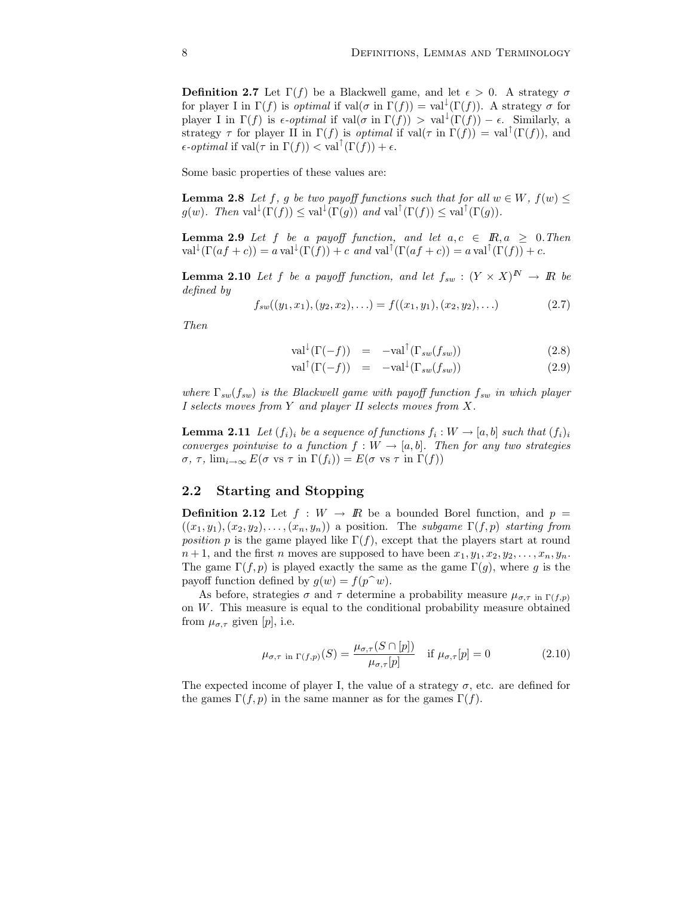**Definition 2.7** Let $\Gamma(f)$ be a Blackwell game, and let $\epsilon > 0$. A strategy $\sigma$ for player I in $\Gamma(f)$ is *optimal* if $\text{val}(\sigma \text{ in } \Gamma(f)) = \text{val}^{\downarrow}(\Gamma(f))$. A strategy $\sigma$ for player I in $\Gamma(f)$ is *$\epsilon$-optimal* if $\text{val}(\sigma \text{ in } \Gamma(f)) > \text{val}^{\downarrow}(\Gamma(f)) - \epsilon$. Similarly, a strategy $\tau$ for player II in $\Gamma(f)$ is *optimal* if $\text{val}(\tau \text{ in } \Gamma(f)) = \text{val}^{\uparrow}(\Gamma(f))$, and *$\epsilon$-optimal* if $\text{val}(\tau \text{ in } \Gamma(f)) < \text{val}^{\uparrow}(\Gamma(f)) + \epsilon$.

Some basic properties of these values are:

**Lemma 2.8** *Let $f$, $g$ be two payoff functions such that for all $w \in W$, $f(w) \leq g(w)$. Then $\text{val}^{\downarrow}(\Gamma(f)) \leq \text{val}^{\downarrow}(\Gamma(g))$ and $\text{val}^{\uparrow}(\Gamma(f)) \leq \text{val}^{\uparrow}(\Gamma(g))$.*

**Lemma 2.9** *Let $f$ be a payoff function, and let $a, c \in \mathbb{R}, a \geq 0$. Then $\text{val}^{\downarrow}(\Gamma(af+c)) = a\,\text{val}^{\downarrow}(\Gamma(f)) + c$ and $\text{val}^{\uparrow}(\Gamma(af+c)) = a\,\text{val}^{\uparrow}(\Gamma(f)) + c$.*

**Lemma 2.10** *Let $f$ be a payoff function, and let $f_{sw} : (Y \times X)^{\mathbb{N}} \to \mathbb{R}$ be defined by*

$$f_{sw}((y_1, x_1), (y_2, x_2), \ldots) = f((x_1, y_1), (x_2, y_2), \ldots) \tag{2.7}$$

*Then*

$$\text{val}^{\downarrow}(\Gamma(-f)) = -\text{val}^{\uparrow}(\Gamma_{sw}(f_{sw})) \tag{2.8}$$

$$\text{val}^{\uparrow}(\Gamma(-f)) = -\text{val}^{\downarrow}(\Gamma_{sw}(f_{sw})) \tag{2.9}$$

*where $\Gamma_{sw}(f_{sw})$ is the Blackwell game with payoff function $f_{sw}$ in which player I selects moves from $Y$ and player II selects moves from $X$.*

**Lemma 2.11** *Let $(f_i)_i$ be a sequence of functions $f_i : W \to [a, b]$ such that $(f_i)_i$ converges pointwise to a function $f : W \to [a, b]$. Then for any two strategies $\sigma$, $\tau$, $\lim_{i\to\infty} E(\sigma \text{ vs } \tau \text{ in } \Gamma(f_i)) = E(\sigma \text{ vs } \tau \text{ in } \Gamma(f))$*

## 2.2 Starting and Stopping

**Definition 2.12** Let $f : W \to \mathbb{R}$ be a bounded Borel function, and $p = ((x_1, y_1), (x_2, y_2), \ldots, (x_n, y_n))$ a position. The *subgame $\Gamma(f, p)$ starting from position $p$* is the game played like $\Gamma(f)$, except that the players start at round $n+1$, and the first $n$ moves are supposed to have been $x_1, y_1, x_2, y_2, \ldots, x_n, y_n$. The game $\Gamma(f, p)$ is played exactly the same as the game $\Gamma(g)$, where $g$ is the payoff function defined by $g(w) = f(p^\frown w)$.

As before, strategies $\sigma$ and $\tau$ determine a probability measure $\mu_{\sigma,\tau \text{ in } \Gamma(f,p)}$ on $W$. This measure is equal to the conditional probability measure obtained from $\mu_{\sigma,\tau}$ given $[p]$, i.e.

$$\mu_{\sigma,\tau \text{ in } \Gamma(f,p)}(S) = \frac{\mu_{\sigma,\tau}(S \cap [p])}{\mu_{\sigma,\tau}[p]} \quad \text{if } \mu_{\sigma,\tau}[p] = 0 \tag{2.10}$$

The expected income of player I, the value of a strategy $\sigma$, etc. are defined for the games $\Gamma(f, p)$ in the same manner as for the games $\Gamma(f)$.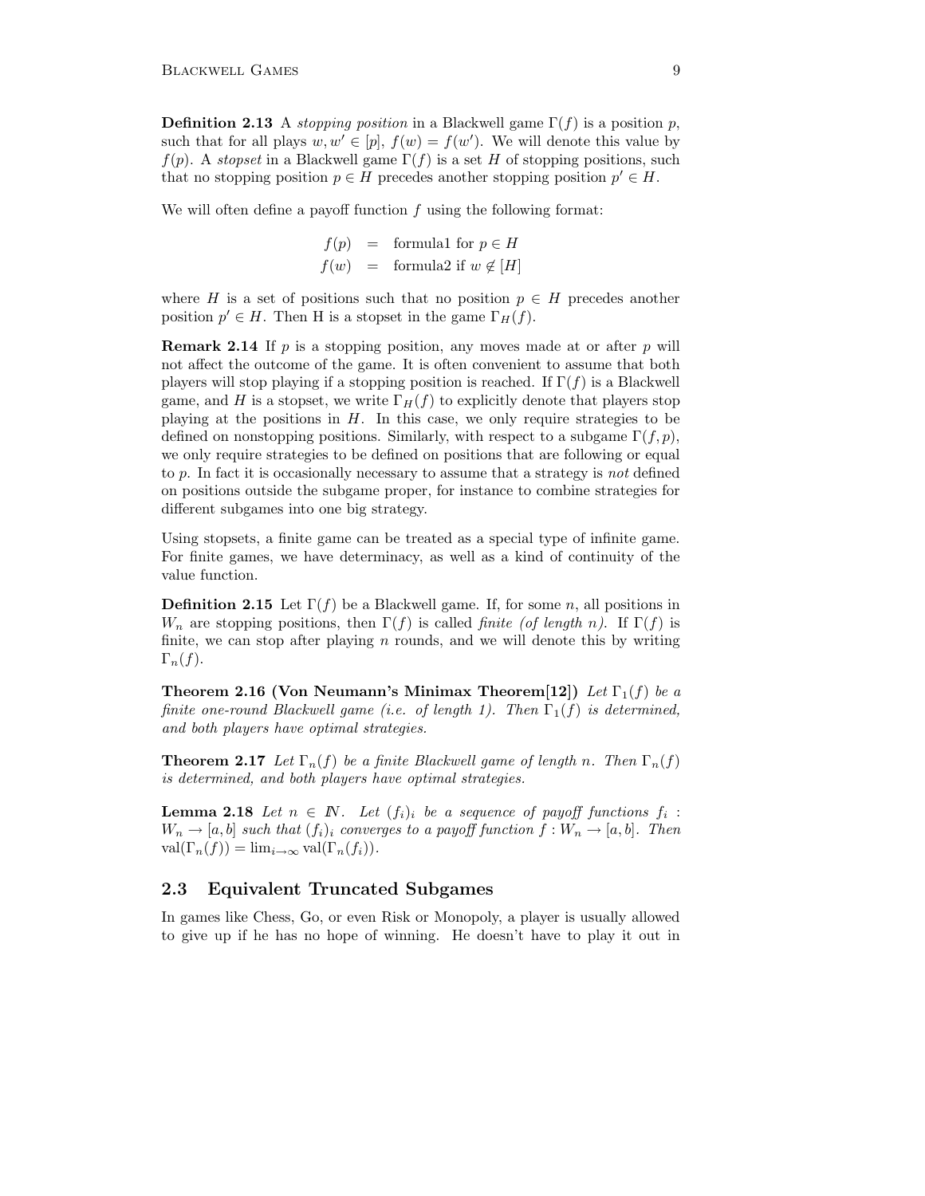**Definition 2.13** A *stopping position* in a Blackwell game $\Gamma(f)$ is a position $p$, such that for all plays $w, w' \in [p]$, $f(w) = f(w')$. We will denote this value by $f(p)$. A *stopset* in a Blackwell game $\Gamma(f)$ is a set $H$ of stopping positions, such that no stopping position $p \in H$ precedes another stopping position $p' \in H$.

We will often define a payoff function $f$ using the following format:

$$\begin{aligned} f(p) &= \text{formula1 for } p \in H \\ f(w) &= \text{formula2 if } w \notin [H] \end{aligned}$$

where $H$ is a set of positions such that no position $p \in H$ precedes another position $p' \in H$. Then H is a stopset in the game $\Gamma_H(f)$.

**Remark 2.14** If $p$ is a stopping position, any moves made at or after $p$ will not affect the outcome of the game. It is often convenient to assume that both players will stop playing if a stopping position is reached. If $\Gamma(f)$ is a Blackwell game, and $H$ is a stopset, we write $\Gamma_H(f)$ to explicitly denote that players stop playing at the positions in $H$. In this case, we only require strategies to be defined on nonstopping positions. Similarly, with respect to a subgame $\Gamma(f, p)$, we only require strategies to be defined on positions that are following or equal to $p$. In fact it is occasionally necessary to assume that a strategy is *not* defined on positions outside the subgame proper, for instance to combine strategies for different subgames into one big strategy.

Using stopsets, a finite game can be treated as a special type of infinite game. For finite games, we have determinacy, as well as a kind of continuity of the value function.

**Definition 2.15** Let $\Gamma(f)$ be a Blackwell game. If, for some $n$, all positions in $W_n$ are stopping positions, then $\Gamma(f)$ is called *finite (of length $n$)*. If $\Gamma(f)$ is finite, we can stop after playing $n$ rounds, and we will denote this by writing $\Gamma_n(f)$.

**Theorem 2.16 (Von Neumann's Minimax Theorem[12])** *Let $\Gamma_1(f)$ be a finite one-round Blackwell game (i.e. of length 1). Then $\Gamma_1(f)$ is determined, and both players have optimal strategies.*

**Theorem 2.17** *Let $\Gamma_n(f)$ be a finite Blackwell game of length $n$. Then $\Gamma_n(f)$ is determined, and both players have optimal strategies.*

**Lemma 2.18** *Let $n \in \mathbb{N}$. Let $(f_i)_i$ be a sequence of payoff functions $f_i : W_n \to [a, b]$ such that $(f_i)_i$ converges to a payoff function $f : W_n \to [a, b]$. Then $\mathrm{val}(\Gamma_n(f)) = \lim_{i\to\infty} \mathrm{val}(\Gamma_n(f_i))$.*

## 2.3 Equivalent Truncated Subgames

In games like Chess, Go, or even Risk or Monopoly, a player is usually allowed to give up if he has no hope of winning. He doesn't have to play it out in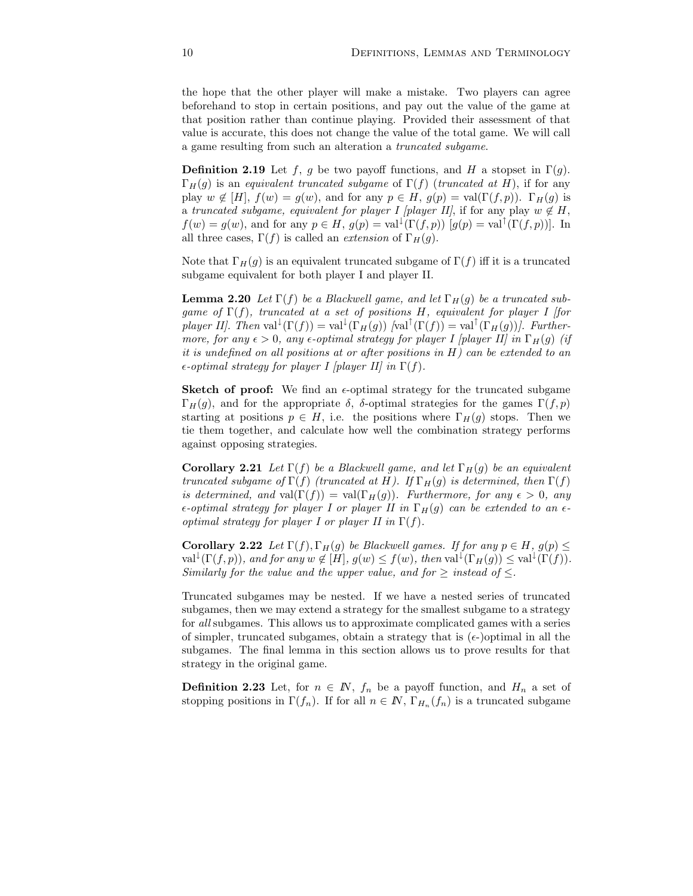the hope that the other player will make a mistake. Two players can agree beforehand to stop in certain positions, and pay out the value of the game at that position rather than continue playing. Provided their assessment of that value is accurate, this does not change the value of the total game. We will call a game resulting from such an alteration a *truncated subgame*.

**Definition 2.19** Let $f$, $g$ be two payoff functions, and $H$ a stopset in $\Gamma(g)$. $\Gamma_H(g)$ is an *equivalent truncated subgame* of $\Gamma(f)$ (*truncated at* $H$), if for any play $w \notin [H]$, $f(w) = g(w)$, and for any $p \in H$, $g(p) = \mathrm{val}(\Gamma(f,p))$. $\Gamma_H(g)$ is a *truncated subgame, equivalent for player I [player II]*, if for any play $w \notin H$, $f(w) = g(w)$, and for any $p \in H$, $g(p) = \mathrm{val}^{\downarrow}(\Gamma(f,p))$ [$g(p) = \mathrm{val}^{\uparrow}(\Gamma(f,p))$]. In all three cases, $\Gamma(f)$ is called an *extension* of $\Gamma_H(g)$.

Note that $\Gamma_H(g)$ is an equivalent truncated subgame of $\Gamma(f)$ iff it is a truncated subgame equivalent for both player I and player II.

**Lemma 2.20** *Let $\Gamma(f)$ be a Blackwell game, and let $\Gamma_H(g)$ be a truncated subgame of $\Gamma(f)$, truncated at a set of positions $H$, equivalent for player I [for player II]. Then $\mathrm{val}^{\downarrow}(\Gamma(f)) = \mathrm{val}^{\downarrow}(\Gamma_H(g))$ [$\mathrm{val}^{\uparrow}(\Gamma(f)) = \mathrm{val}^{\uparrow}(\Gamma_H(g))$]. Furthermore, for any $\epsilon > 0$, any $\epsilon$-optimal strategy for player I [player II] in $\Gamma_H(g)$ (if it is undefined on all positions at or after positions in $H$) can be extended to an $\epsilon$-optimal strategy for player I [player II] in $\Gamma(f)$.*

**Sketch of proof:** We find an $\epsilon$-optimal strategy for the truncated subgame $\Gamma_H(g)$, and for the appropriate $\delta$, $\delta$-optimal strategies for the games $\Gamma(f,p)$ starting at positions $p \in H$, i.e. the positions where $\Gamma_H(g)$ stops. Then we tie them together, and calculate how well the combination strategy performs against opposing strategies.

**Corollary 2.21** *Let $\Gamma(f)$ be a Blackwell game, and let $\Gamma_H(g)$ be an equivalent truncated subgame of $\Gamma(f)$ (truncated at $H$). If $\Gamma_H(g)$ is determined, then $\Gamma(f)$ is determined, and $\mathrm{val}(\Gamma(f)) = \mathrm{val}(\Gamma_H(g))$. Furthermore, for any $\epsilon > 0$, any $\epsilon$-optimal strategy for player I or player II in $\Gamma_H(g)$ can be extended to an $\epsilon$-optimal strategy for player I or player II in $\Gamma(f)$.*

**Corollary 2.22** *Let $\Gamma(f), \Gamma_H(g)$ be Blackwell games. If for any $p \in H$, $g(p) \leq \mathrm{val}^{\downarrow}(\Gamma(f,p))$, and for any $w \notin [H]$, $g(w) \leq f(w)$, then $\mathrm{val}^{\downarrow}(\Gamma_H(g)) \leq \mathrm{val}^{\downarrow}(\Gamma(f))$. Similarly for the value and the upper value, and for $\geq$ instead of $\leq$.*

Truncated subgames may be nested. If we have a nested series of truncated subgames, then we may extend a strategy for the smallest subgame to a strategy for *all* subgames. This allows us to approximate complicated games with a series of simpler, truncated subgames, obtain a strategy that is ($\epsilon$-)optimal in all the subgames. The final lemma in this section allows us to prove results for that strategy in the original game.

**Definition 2.23** Let, for $n \in \mathbb{N}$, $f_n$ be a payoff function, and $H_n$ a set of stopping positions in $\Gamma(f_n)$. If for all $n \in \mathbb{N}$, $\Gamma_{H_n}(f_n)$ is a truncated subgame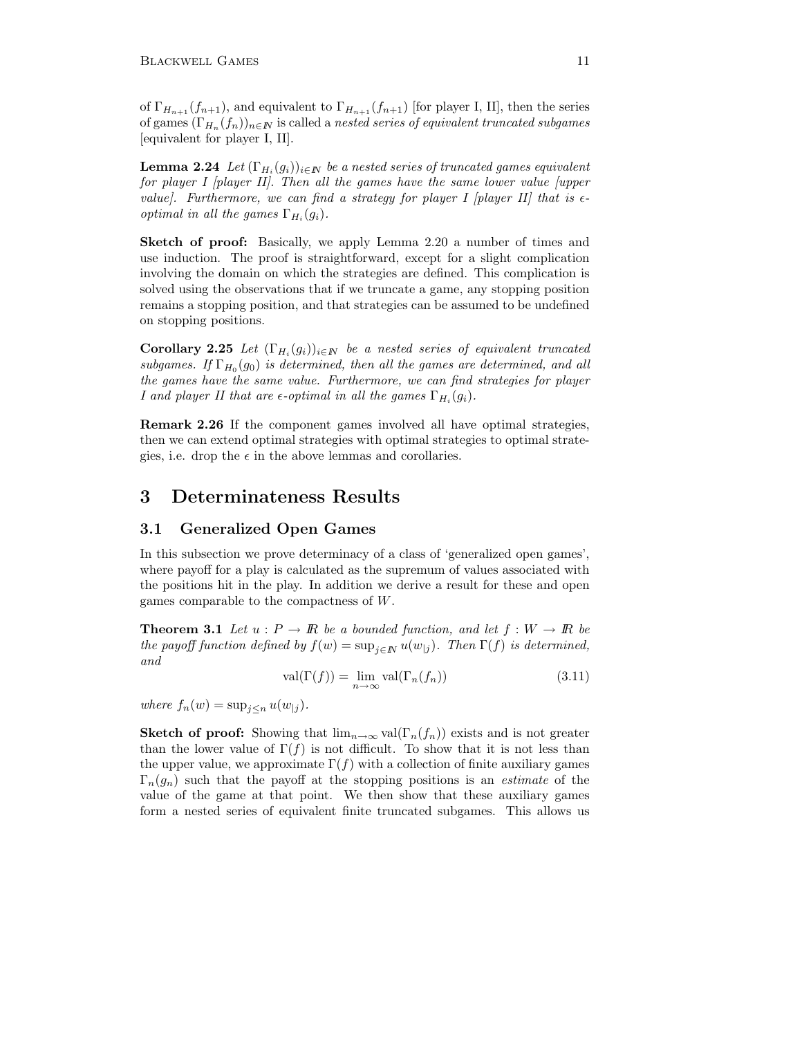of $\Gamma_{H_{n+1}}(f_{n+1})$, and equivalent to $\Gamma_{H_{n+1}}(f_{n+1})$ [for player I, II], then the series of games $(\Gamma_{H_n}(f_n))_{n\in\mathbb{N}}$ is called a *nested series of equivalent truncated subgames* [equivalent for player I, II].

**Lemma 2.24** *Let $(\Gamma_{H_i}(g_i))_{i\in\mathbb{N}}$ be a nested series of truncated games equivalent for player I [player II]. Then all the games have the same lower value [upper value]. Furthermore, we can find a strategy for player I [player II] that is $\epsilon$-optimal in all the games $\Gamma_{H_i}(g_i)$.*

**Sketch of proof:** Basically, we apply Lemma 2.20 a number of times and use induction. The proof is straightforward, except for a slight complication involving the domain on which the strategies are defined. This complication is solved using the observations that if we truncate a game, any stopping position remains a stopping position, and that strategies can be assumed to be undefined on stopping positions.

**Corollary 2.25** *Let $(\Gamma_{H_i}(g_i))_{i\in\mathbb{N}}$ be a nested series of equivalent truncated subgames. If $\Gamma_{H_0}(g_0)$ is determined, then all the games are determined, and all the games have the same value. Furthermore, we can find strategies for player I and player II that are $\epsilon$-optimal in all the games $\Gamma_{H_i}(g_i)$.*

**Remark 2.26** If the component games involved all have optimal strategies, then we can extend optimal strategies with optimal strategies to optimal strategies, i.e. drop the $\epsilon$ in the above lemmas and corollaries.

# 3 Determinateness Results

## 3.1 Generalized Open Games

In this subsection we prove determinacy of a class of 'generalized open games', where payoff for a play is calculated as the supremum of values associated with the positions hit in the play. In addition we derive a result for these and open games comparable to the compactness of $W$.

**Theorem 3.1** *Let $u : P \to \mathbb{R}$ be a bounded function, and let $f : W \to \mathbb{R}$ be the payoff function defined by $f(w) = \sup_{j\in\mathbb{N}} u(w_{|j})$. Then $\Gamma(f)$ is determined, and*

$$\mathrm{val}(\Gamma(f)) = \lim_{n\to\infty} \mathrm{val}(\Gamma_n(f_n)) \tag{3.11}$$

*where $f_n(w) = \sup_{j\leq n} u(w_{|j})$.*

**Sketch of proof:** Showing that $\lim_{n\to\infty} \mathrm{val}(\Gamma_n(f_n))$ exists and is not greater than the lower value of $\Gamma(f)$ is not difficult. To show that it is not less than the upper value, we approximate $\Gamma(f)$ with a collection of finite auxiliary games $\Gamma_n(g_n)$ such that the payoff at the stopping positions is an *estimate* of the value of the game at that point. We then show that these auxiliary games form a nested series of equivalent finite truncated subgames. This allows us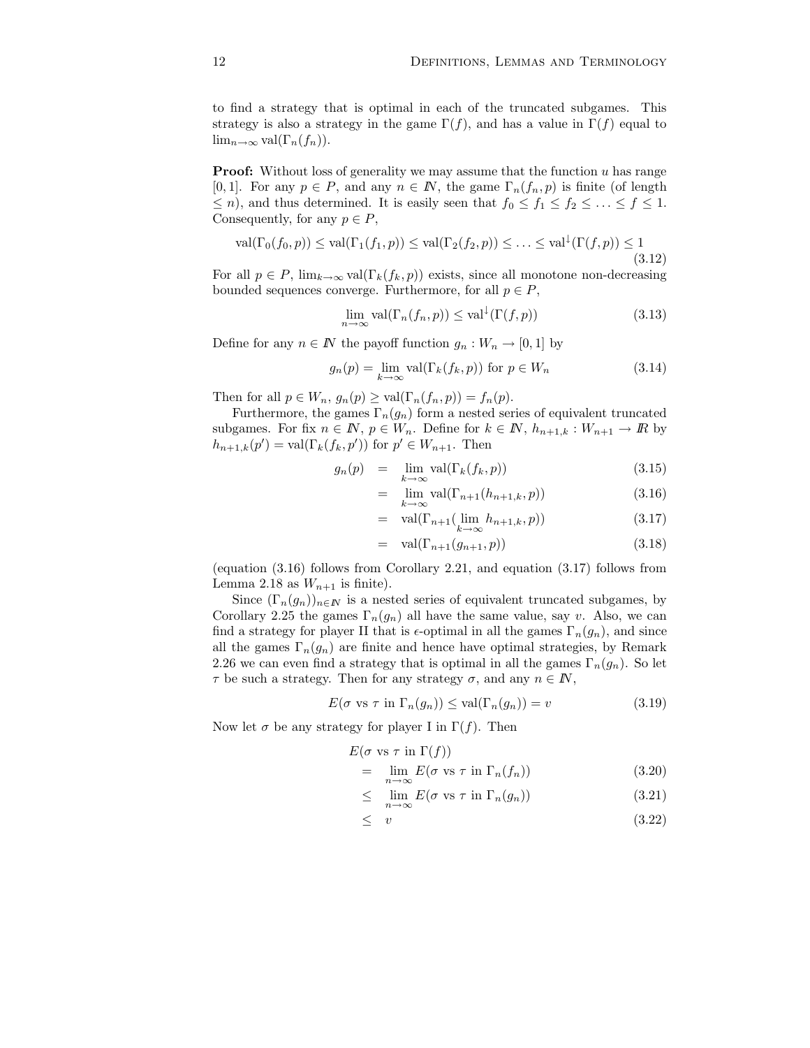to find a strategy that is optimal in each of the truncated subgames. This strategy is also a strategy in the game $\Gamma(f)$, and has a value in $\Gamma(f)$ equal to $\lim_{n\to\infty} \text{val}(\Gamma_n(f_n))$.

**Proof:** Without loss of generality we may assume that the function $u$ has range $[0,1]$. For any $p \in P$, and any $n \in \mathbb{N}$, the game $\Gamma_n(f_n, p)$ is finite (of length $\leq n$), and thus determined. It is easily seen that $f_0 \leq f_1 \leq f_2 \leq \ldots \leq f \leq 1$. Consequently, for any $p \in P$,

$$\text{val}(\Gamma_0(f_0,p)) \leq \text{val}(\Gamma_1(f_1,p)) \leq \text{val}(\Gamma_2(f_2,p)) \leq \ldots \leq \text{val}^{\downarrow}(\Gamma(f,p)) \leq 1 \tag{3.12}$$

For all $p \in P$, $\lim_{k\to\infty} \text{val}(\Gamma_k(f_k,p))$ exists, since all monotone non-decreasing bounded sequences converge. Furthermore, for all $p \in P$,

$$\lim_{n\to\infty} \text{val}(\Gamma_n(f_n,p)) \leq \text{val}^{\downarrow}(\Gamma(f,p)) \tag{3.13}$$

Define for any $n \in \mathbb{N}$ the payoff function $g_n : W_n \to [0,1]$ by

$$g_n(p) = \lim_{k\to\infty} \text{val}(\Gamma_k(f_k,p)) \text{ for } p \in W_n \tag{3.14}$$

Then for all $p \in W_n$, $g_n(p) \geq \text{val}(\Gamma_n(f_n,p)) = f_n(p)$.

Furthermore, the games $\Gamma_n(g_n)$ form a nested series of equivalent truncated subgames. For fix $n \in \mathbb{N}$, $p \in W_n$. Define for $k \in \mathbb{N}$, $h_{n+1,k} : W_{n+1} \to \mathbb{R}$ by $h_{n+1,k}(p') = \text{val}(\Gamma_k(f_k,p'))$ for $p' \in W_{n+1}$. Then

$$\begin{aligned}
g_n(p) &= \lim_{k\to\infty} \text{val}(\Gamma_k(f_k,p)) && (3.15)\\
&= \lim_{k\to\infty} \text{val}(\Gamma_{n+1}(h_{n+1,k},p)) && (3.16)\\
&= \text{val}(\Gamma_{n+1}(\lim_{k\to\infty} h_{n+1,k},p)) && (3.17)\\
&= \text{val}(\Gamma_{n+1}(g_{n+1},p)) && (3.18)
\end{aligned}$$

(equation (3.16) follows from Corollary 2.21, and equation (3.17) follows from Lemma 2.18 as $W_{n+1}$ is finite).

Since $(\Gamma_n(g_n))_{n\in\mathbb{N}}$ is a nested series of equivalent truncated subgames, by Corollary 2.25 the games $\Gamma_n(g_n)$ all have the same value, say $v$. Also, we can find a strategy for player II that is $\epsilon$-optimal in all the games $\Gamma_n(g_n)$, and since all the games $\Gamma_n(g_n)$ are finite and hence have optimal strategies, by Remark 2.26 we can even find a strategy that is optimal in all the games $\Gamma_n(g_n)$. So let $\tau$ be such a strategy. Then for any strategy $\sigma$, and any $n \in \mathbb{N}$,

$$E(\sigma \text{ vs } \tau \text{ in } \Gamma_n(g_n)) \leq \text{val}(\Gamma_n(g_n)) = v \tag{3.19}$$

Now let $\sigma$ be any strategy for player I in $\Gamma(f)$. Then

$$\begin{aligned}
&E(\sigma \text{ vs } \tau \text{ in } \Gamma(f))\\
&= \lim_{n\to\infty} E(\sigma \text{ vs } \tau \text{ in } \Gamma_n(f_n)) && (3.20)\\
&\leq \lim_{n\to\infty} E(\sigma \text{ vs } \tau \text{ in } \Gamma_n(g_n)) && (3.21)\\
&\leq v && (3.22)
\end{aligned}$$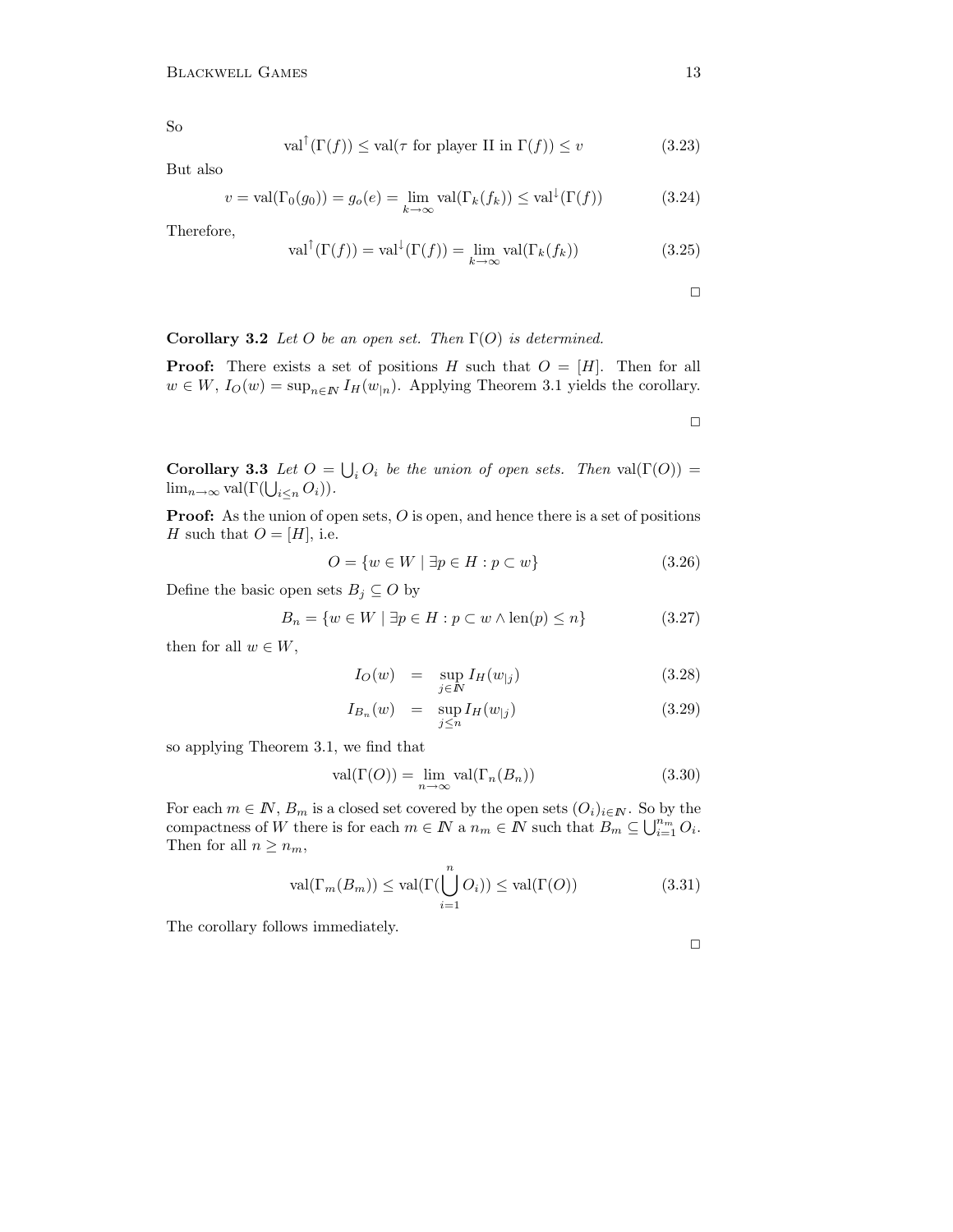So

$$\text{val}^{\uparrow}(\Gamma(f)) \leq \text{val}(\tau \text{ for player II in } \Gamma(f)) \leq v \tag{3.23}$$

But also

$$v = \text{val}(\Gamma_0(g_0)) = g_o(e) = \lim_{k\to\infty} \text{val}(\Gamma_k(f_k)) \leq \text{val}^{\downarrow}(\Gamma(f)) \tag{3.24}$$

Therefore,

$$\text{val}^{\uparrow}(\Gamma(f)) = \text{val}^{\downarrow}(\Gamma(f)) = \lim_{k\to\infty} \text{val}(\Gamma_k(f_k)) \tag{3.25}$$

□

**Corollary 3.2** *Let $O$ be an open set. Then $\Gamma(O)$ is determined.*

**Proof:** There exists a set of positions $H$ such that $O = [H]$. Then for all $w \in W$, $I_O(w) = \sup_{n\in I\!N} I_H(w_{|n})$. Applying Theorem 3.1 yields the corollary.

□

**Corollary 3.3** *Let $O = \bigcup_i O_i$ be the union of open sets. Then* $\text{val}(\Gamma(O)) = \lim_{n\to\infty} \text{val}(\Gamma(\bigcup_{i\leq n} O_i))$.

**Proof:** As the union of open sets, $O$ is open, and hence there is a set of positions $H$ such that $O = [H]$, i.e.

$$O = \{w \in W \mid \exists p \in H : p \subset w\} \tag{3.26}$$

Define the basic open sets $B_j \subseteq O$ by

$$B_n = \{w \in W \mid \exists p \in H : p \subset w \wedge \text{len}(p) \leq n\} \tag{3.27}$$

then for all $w \in W$,

$$I_O(w) = \sup_{j\in I\!N} I_H(w_{|j}) \tag{3.28}$$

$$I_{B_n}(w) = \sup_{j\leq n} I_H(w_{|j}) \tag{3.29}$$

so applying Theorem 3.1, we find that

$$\text{val}(\Gamma(O)) = \lim_{n\to\infty} \text{val}(\Gamma_n(B_n)) \tag{3.30}$$

For each $m \in I\!N$, $B_m$ is a closed set covered by the open sets $(O_i)_{i\in I\!N}$. So by the compactness of $W$ there is for each $m \in I\!N$ a $n_m \in I\!N$ such that $B_m \subseteq \bigcup_{i=1}^{n_m} O_i$. Then for all $n \geq n_m$,

$$\text{val}(\Gamma_m(B_m)) \leq \text{val}(\Gamma(\bigcup_{i=1}^{n} O_i)) \leq \text{val}(\Gamma(O)) \tag{3.31}$$

The corollary follows immediately.

□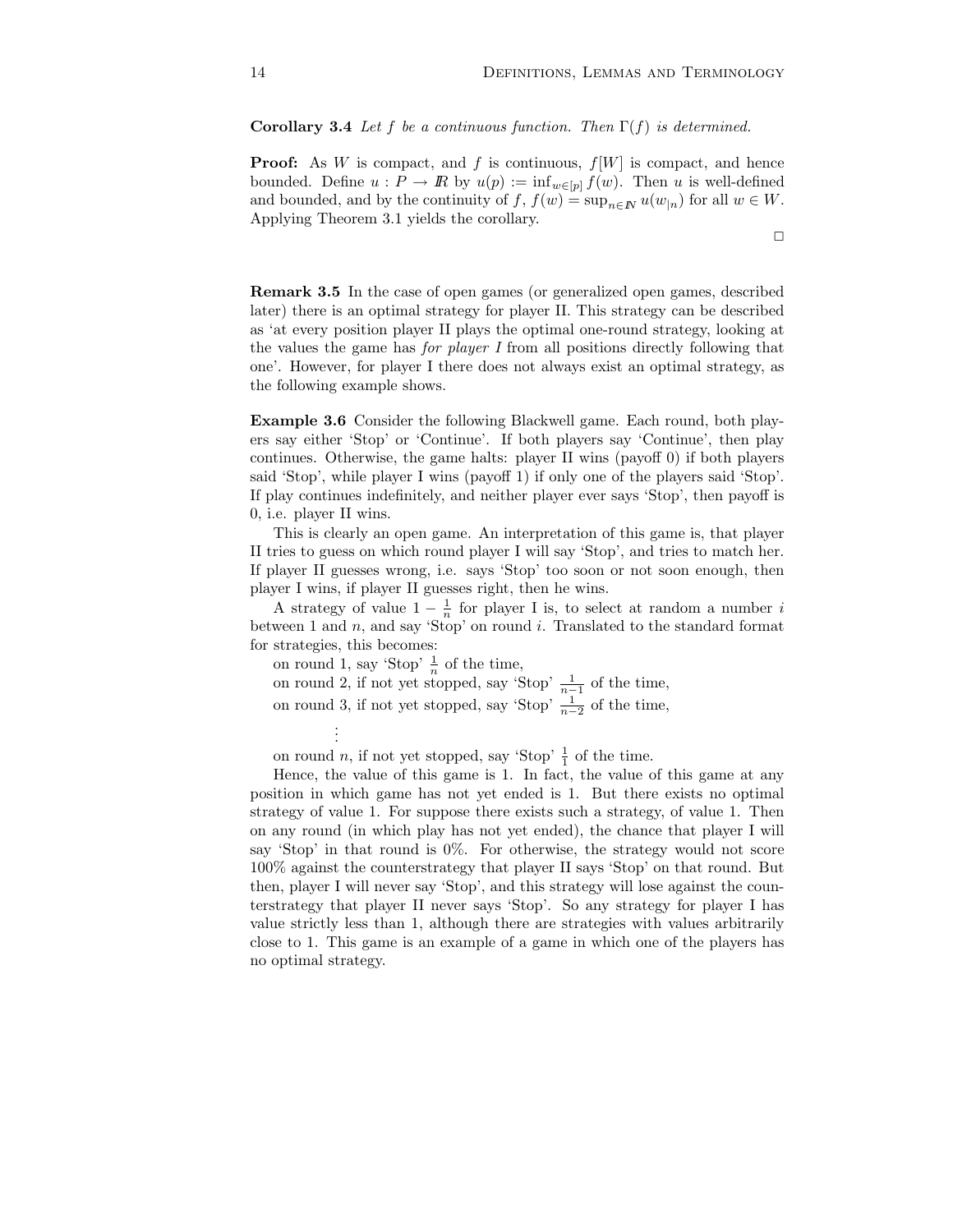**Corollary 3.4** *Let $f$ be a continuous function. Then $\Gamma(f)$ is determined.*

**Proof:** As $W$ is compact, and $f$ is continuous, $f[W]$ is compact, and hence bounded. Define $u : P \to I\!R$ by $u(p) := \inf_{w \in [p]} f(w)$. Then $u$ is well-defined and bounded, and by the continuity of $f$, $f(w) = \sup_{n \in I\!N} u(w_{|n})$ for all $w \in W$. Applying Theorem 3.1 yields the corollary.

□

**Remark 3.5** In the case of open games (or generalized open games, described later) there is an optimal strategy for player II. This strategy can be described as 'at every position player II plays the optimal one-round strategy, looking at the values the game has *for player I* from all positions directly following that one'. However, for player I there does not always exist an optimal strategy, as the following example shows.

**Example 3.6** Consider the following Blackwell game. Each round, both players say either 'Stop' or 'Continue'. If both players say 'Continue', then play continues. Otherwise, the game halts: player II wins (payoff 0) if both players said 'Stop', while player I wins (payoff 1) if only one of the players said 'Stop'. If play continues indefinitely, and neither player ever says 'Stop', then payoff is 0, i.e. player II wins.

This is clearly an open game. An interpretation of this game is, that player II tries to guess on which round player I will say 'Stop', and tries to match her. If player II guesses wrong, i.e. says 'Stop' too soon or not soon enough, then player I wins, if player II guesses right, then he wins.

A strategy of value $1 - \frac{1}{n}$ for player I is, to select at random a number $i$ between 1 and $n$, and say 'Stop' on round $i$. Translated to the standard format for strategies, this becomes:

on round 1, say 'Stop' $\frac{1}{n}$ of the time,
on round 2, if not yet stopped, say 'Stop' $\frac{1}{n-1}$ of the time,
on round 3, if not yet stopped, say 'Stop' $\frac{1}{n-2}$ of the time,

$\vdots$

on round $n$, if not yet stopped, say 'Stop' $\frac{1}{1}$ of the time.

Hence, the value of this game is 1. In fact, the value of this game at any position in which game has not yet ended is 1. But there exists no optimal strategy of value 1. For suppose there exists such a strategy, of value 1. Then on any round (in which play has not yet ended), the chance that player I will say 'Stop' in that round is 0%. For otherwise, the strategy would not score 100% against the counterstrategy that player II says 'Stop' on that round. But then, player I will never say 'Stop', and this strategy will lose against the counterstrategy that player II never says 'Stop'. So any strategy for player I has value strictly less than 1, although there are strategies with values arbitrarily close to 1. This game is an example of a game in which one of the players has no optimal strategy.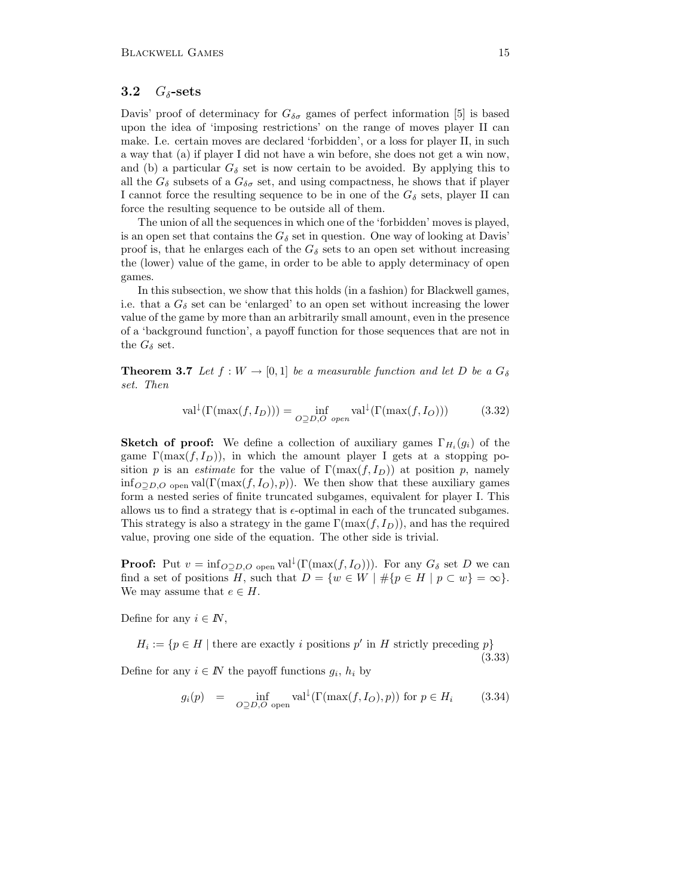### 3.2 $G_\delta$-sets

Davis' proof of determinacy for $G_{\delta\sigma}$ games of perfect information [5] is based upon the idea of 'imposing restrictions' on the range of moves player II can make. I.e. certain moves are declared 'forbidden', or a loss for player II, in such a way that (a) if player I did not have a win before, she does not get a win now, and (b) a particular $G_\delta$ set is now certain to be avoided. By applying this to all the $G_\delta$ subsets of a $G_{\delta\sigma}$ set, and using compactness, he shows that if player I cannot force the resulting sequence to be in one of the $G_\delta$ sets, player II can force the resulting sequence to be outside all of them.

The union of all the sequences in which one of the 'forbidden' moves is played, is an open set that contains the $G_\delta$ set in question. One way of looking at Davis' proof is, that he enlarges each of the $G_\delta$ sets to an open set without increasing the (lower) value of the game, in order to be able to apply determinacy of open games.

In this subsection, we show that this holds (in a fashion) for Blackwell games, i.e. that a $G_\delta$ set can be 'enlarged' to an open set without increasing the lower value of the game by more than an arbitrarily small amount, even in the presence of a 'background function', a payoff function for those sequences that are not in the $G_\delta$ set.

**Theorem 3.7** *Let $f : W \to [0,1]$ be a measurable function and let $D$ be a $G_\delta$ set. Then*

$$\mathrm{val}^{\downarrow}(\Gamma(\max(f, I_D))) = \inf_{O \supseteq D, O \text{ open}} \mathrm{val}^{\downarrow}(\Gamma(\max(f, I_O))) \tag{3.32}$$

**Sketch of proof:** We define a collection of auxiliary games $\Gamma_{H_i}(g_i)$ of the game $\Gamma(\max(f, I_D))$, in which the amount player I gets at a stopping position $p$ is an *estimate* for the value of $\Gamma(\max(f, I_D))$ at position $p$, namely $\inf_{O \supseteq D, O \text{ open}} \mathrm{val}(\Gamma(\max(f, I_O), p))$. We then show that these auxiliary games form a nested series of finite truncated subgames, equivalent for player I. This allows us to find a strategy that is $\epsilon$-optimal in each of the truncated subgames. This strategy is also a strategy in the game $\Gamma(\max(f, I_D))$, and has the required value, proving one side of the equation. The other side is trivial.

**Proof:** Put $v = \inf_{O \supseteq D, O \text{ open}} \mathrm{val}^{\downarrow}(\Gamma(\max(f, I_O)))$. For any $G_\delta$ set $D$ we can find a set of positions $H$, such that $D = \{w \in W \mid \#\{p \in H \mid p \subset w\} = \infty\}$. We may assume that $e \in H$.

Define for any $i \in \mathbb{N}$,

$$H_i := \{p \in H \mid \text{there are exactly } i \text{ positions } p' \text{ in } H \text{ strictly preceding } p\} \tag{3.33}$$

Define for any $i \in \mathbb{N}$ the payoff functions $g_i$, $h_i$ by

$$g_i(p) \quad = \inf_{O \supseteq D, O \text{ open}} \mathrm{val}^{\downarrow}(\Gamma(\max(f, I_O), p)) \text{ for } p \in H_i \tag{3.34}$$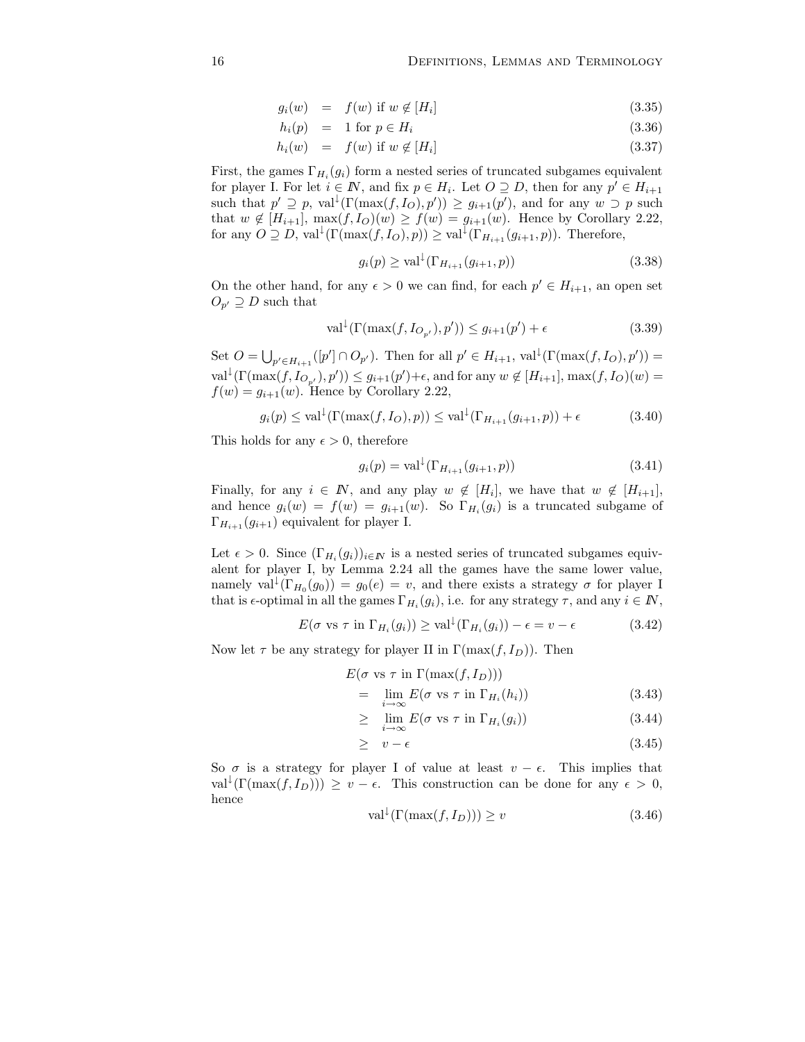$$g_i(w) = f(w) \text{ if } w \notin [H_i] \tag{3.35}$$

$$h_i(p) = 1 \text{ for } p \in H_i \tag{3.36}$$

$$h_i(w) = f(w) \text{ if } w \notin [H_i] \tag{3.37}$$

First, the games $\Gamma_{H_i}(g_i)$ form a nested series of truncated subgames equivalent for player I. For let $i \in \mathbb{N}$, and fix $p \in H_i$. Let $O \supseteq D$, then for any $p' \in H_{i+1}$ such that $p' \supseteq p$, $\mathrm{val}^{\downarrow}(\Gamma(\max(f, I_O), p')) \geq g_{i+1}(p')$, and for any $w \supset p$ such that $w \notin [H_{i+1}]$, $\max(f, I_O)(w) \geq f(w) = g_{i+1}(w)$. Hence by Corollary 2.22, for any $O \supseteq D$, $\mathrm{val}^{\downarrow}(\Gamma(\max(f, I_O), p)) \geq \mathrm{val}^{\downarrow}(\Gamma_{H_{i+1}}(g_{i+1}, p))$. Therefore,

$$g_i(p) \geq \mathrm{val}^{\downarrow}(\Gamma_{H_{i+1}}(g_{i+1}, p)) \tag{3.38}$$

On the other hand, for any $\epsilon > 0$ we can find, for each $p' \in H_{i+1}$, an open set $O_{p'} \supseteq D$ such that

$$\mathrm{val}^{\downarrow}(\Gamma(\max(f, I_{O_{p'}}), p')) \leq g_{i+1}(p') + \epsilon \tag{3.39}$$

Set $O = \bigcup_{p' \in H_{i+1}}([p'] \cap O_{p'})$. Then for all $p' \in H_{i+1}$, $\mathrm{val}^{\downarrow}(\Gamma(\max(f, I_O), p')) = \mathrm{val}^{\downarrow}(\Gamma(\max(f, I_{O_{p'}}), p')) \leq g_{i+1}(p') + \epsilon$, and for any $w \notin [H_{i+1}]$, $\max(f, I_O)(w) = f(w) = g_{i+1}(w)$. Hence by Corollary 2.22,

$$g_i(p) \leq \mathrm{val}^{\downarrow}(\Gamma(\max(f, I_O), p)) \leq \mathrm{val}^{\downarrow}(\Gamma_{H_{i+1}}(g_{i+1}, p)) + \epsilon \tag{3.40}$$

This holds for any $\epsilon > 0$, therefore

$$g_i(p) = \mathrm{val}^{\downarrow}(\Gamma_{H_{i+1}}(g_{i+1}, p)) \tag{3.41}$$

Finally, for any $i \in \mathbb{N}$, and any play $w \notin [H_i]$, we have that $w \notin [H_{i+1}]$, and hence $g_i(w) = f(w) = g_{i+1}(w)$. So $\Gamma_{H_i}(g_i)$ is a truncated subgame of $\Gamma_{H_{i+1}}(g_{i+1})$ equivalent for player I.

Let $\epsilon > 0$. Since $(\Gamma_{H_i}(g_i))_{i \in \mathbb{N}}$ is a nested series of truncated subgames equivalent for player I, by Lemma 2.24 all the games have the same lower value, namely $\mathrm{val}^{\downarrow}(\Gamma_{H_0}(g_0)) = g_0(e) = v$, and there exists a strategy $\sigma$ for player I that is $\epsilon$-optimal in all the games $\Gamma_{H_i}(g_i)$, i.e. for any strategy $\tau$, and any $i \in \mathbb{N}$,

$$E(\sigma \text{ vs } \tau \text{ in } \Gamma_{H_i}(g_i)) \geq \mathrm{val}^{\downarrow}(\Gamma_{H_i}(g_i)) - \epsilon = v - \epsilon \tag{3.42}$$

Now let $\tau$ be any strategy for player II in $\Gamma(\max(f, I_D))$. Then

$$
\begin{aligned}
& E(\sigma \text{ vs } \tau \text{ in } \Gamma(\max(f, I_D))) \\
&= \lim_{i \to \infty} E(\sigma \text{ vs } \tau \text{ in } \Gamma_{H_i}(h_i)) && (3.43) \\
&\geq \lim_{i \to \infty} E(\sigma \text{ vs } \tau \text{ in } \Gamma_{H_i}(g_i)) && (3.44) \\
&\geq v - \epsilon && (3.45)
\end{aligned}
$$

So $\sigma$ is a strategy for player I of value at least $v - \epsilon$. This implies that $\mathrm{val}^{\downarrow}(\Gamma(\max(f, I_D))) \geq v - \epsilon$. This construction can be done for any $\epsilon > 0$, hence

$$\mathrm{val}^{\downarrow}(\Gamma(\max(f, I_D))) \geq v \tag{3.46}$$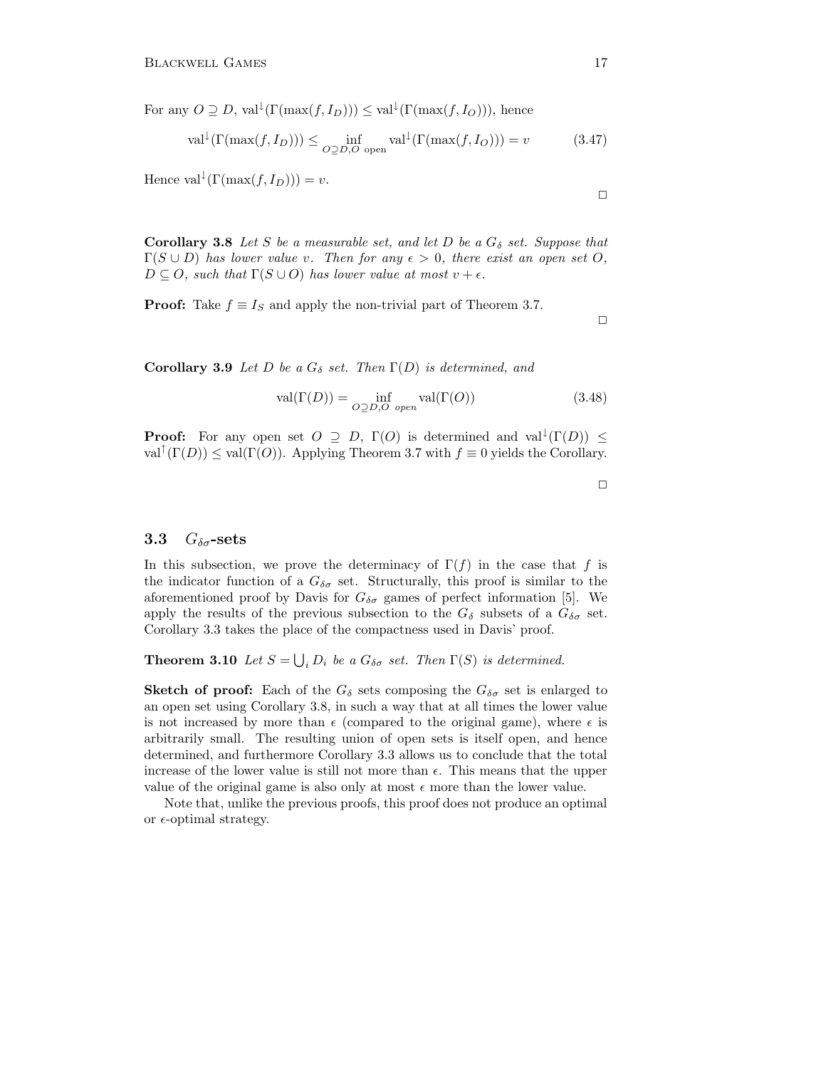For any $O \supseteq D$, $\text{val}^{\downarrow}(\Gamma(\max(f, I_D))) \leq \text{val}^{\downarrow}(\Gamma(\max(f, I_O)))$, hence

$$\text{val}^{\downarrow}(\Gamma(\max(f, I_D))) \leq \inf_{O \supseteq D, O \text{ open}} \text{val}^{\downarrow}(\Gamma(\max(f, I_O))) = v \tag{3.47}$$

Hence $\text{val}^{\downarrow}(\Gamma(\max(f, I_D))) = v$.

□

**Corollary 3.8** *Let $S$ be a measurable set, and let $D$ be a $G_\delta$ set. Suppose that $\Gamma(S \cup D)$ has lower value $v$. Then for any $\epsilon > 0$, there exist an open set $O$, $D \subseteq O$, such that $\Gamma(S \cup O)$ has lower value at most $v + \epsilon$.*

**Proof:** Take $f \equiv I_S$ and apply the non-trivial part of Theorem 3.7.

□

**Corollary 3.9** *Let $D$ be a $G_\delta$ set. Then $\Gamma(D)$ is determined, and*

$$\text{val}(\Gamma(D)) = \inf_{O \supseteq D, O \text{ open}} \text{val}(\Gamma(O)) \tag{3.48}$$

**Proof:** For any open set $O \supseteq D$, $\Gamma(O)$ is determined and $\text{val}^{\downarrow}(\Gamma(D)) \leq \text{val}^{\uparrow}(\Gamma(D)) \leq \text{val}(\Gamma(O))$. Applying Theorem 3.7 with $f \equiv 0$ yields the Corollary.

□

### 3.3 $G_{\delta\sigma}$-sets

In this subsection, we prove the determinacy of $\Gamma(f)$ in the case that $f$ is the indicator function of a $G_{\delta\sigma}$ set. Structurally, this proof is similar to the aforementioned proof by Davis for $G_{\delta\sigma}$ games of perfect information [5]. We apply the results of the previous subsection to the $G_\delta$ subsets of a $G_{\delta\sigma}$ set. Corollary 3.3 takes the place of the compactness used in Davis' proof.

**Theorem 3.10** *Let $S = \bigcup_i D_i$ be a $G_{\delta\sigma}$ set. Then $\Gamma(S)$ is determined.*

**Sketch of proof:** Each of the $G_\delta$ sets composing the $G_{\delta\sigma}$ set is enlarged to an open set using Corollary 3.8, in such a way that at all times the lower value is not increased by more than $\epsilon$ (compared to the original game), where $\epsilon$ is arbitrarily small. The resulting union of open sets is itself open, and hence determined, and furthermore Corollary 3.3 allows us to conclude that the total increase of the lower value is still not more than $\epsilon$. This means that the upper value of the original game is also only at most $\epsilon$ more than the lower value.

Note that, unlike the previous proofs, this proof does not produce an optimal or $\epsilon$-optimal strategy.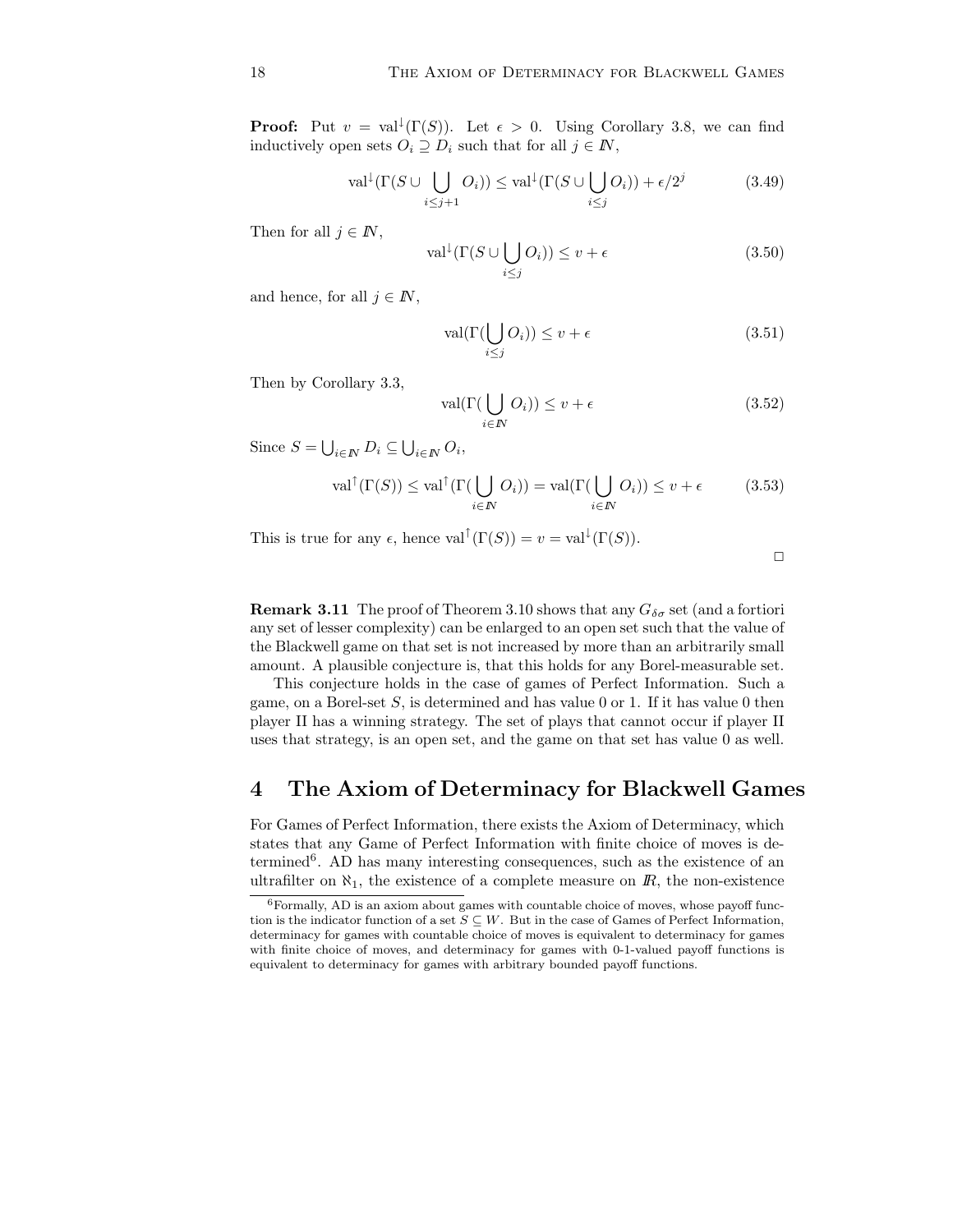**Proof:** Put $v = \mathrm{val}^{\downarrow}(\Gamma(S))$. Let $\epsilon > 0$. Using Corollary 3.8, we can find inductively open sets $O_i \supseteq D_i$ such that for all $j \in \mathbb{N}$,

$$\mathrm{val}^{\downarrow}(\Gamma(S \cup \bigcup_{i \leq j+1} O_i)) \leq \mathrm{val}^{\downarrow}(\Gamma(S \cup \bigcup_{i \leq j} O_i)) + \epsilon/2^j \tag{3.49}$$

Then for all $j \in \mathbb{N}$,

$$\mathrm{val}^{\downarrow}(\Gamma(S \cup \bigcup_{i \leq j} O_i)) \leq v + \epsilon \tag{3.50}$$

and hence, for all $j \in \mathbb{N}$,

$$\mathrm{val}(\Gamma(\bigcup_{i \leq j} O_i)) \leq v + \epsilon \tag{3.51}$$

Then by Corollary 3.3,

$$\mathrm{val}(\Gamma(\bigcup_{i \in \mathbb{N}} O_i)) \leq v + \epsilon \tag{3.52}$$

Since $S = \bigcup_{i \in \mathbb{N}} D_i \subseteq \bigcup_{i \in \mathbb{N}} O_i$,

$$\mathrm{val}^{\uparrow}(\Gamma(S)) \leq \mathrm{val}^{\uparrow}(\Gamma(\bigcup_{i \in \mathbb{N}} O_i)) = \mathrm{val}(\Gamma(\bigcup_{i \in \mathbb{N}} O_i)) \leq v + \epsilon \tag{3.53}$$

This is true for any $\epsilon$, hence $\mathrm{val}^{\uparrow}(\Gamma(S)) = v = \mathrm{val}^{\downarrow}(\Gamma(S))$.

□

**Remark 3.11** The proof of Theorem 3.10 shows that any $G_{\delta\sigma}$ set (and a fortiori any set of lesser complexity) can be enlarged to an open set such that the value of the Blackwell game on that set is not increased by more than an arbitrarily small amount. A plausible conjecture is, that this holds for any Borel-measurable set.

This conjecture holds in the case of games of Perfect Information. Such a game, on a Borel-set $S$, is determined and has value 0 or 1. If it has value 0 then player II has a winning strategy. The set of plays that cannot occur if player II uses that strategy, is an open set, and the game on that set has value 0 as well.

# 4 The Axiom of Determinacy for Blackwell Games

For Games of Perfect Information, there exists the Axiom of Determinacy, which states that any Game of Perfect Information with finite choice of moves is determined[6]. AD has many interesting consequences, such as the existence of an ultrafilter on $\aleph_1$, the existence of a complete measure on $\mathbb{R}$, the non-existence

[6] Formally, AD is an axiom about games with countable choice of moves, whose payoff function is the indicator function of a set $S \subseteq W$. But in the case of Games of Perfect Information, determinacy for games with countable choice of moves is equivalent to determinacy for games with finite choice of moves, and determinacy for games with 0-1-valued payoff functions is equivalent to determinacy for games with arbitrary bounded payoff functions.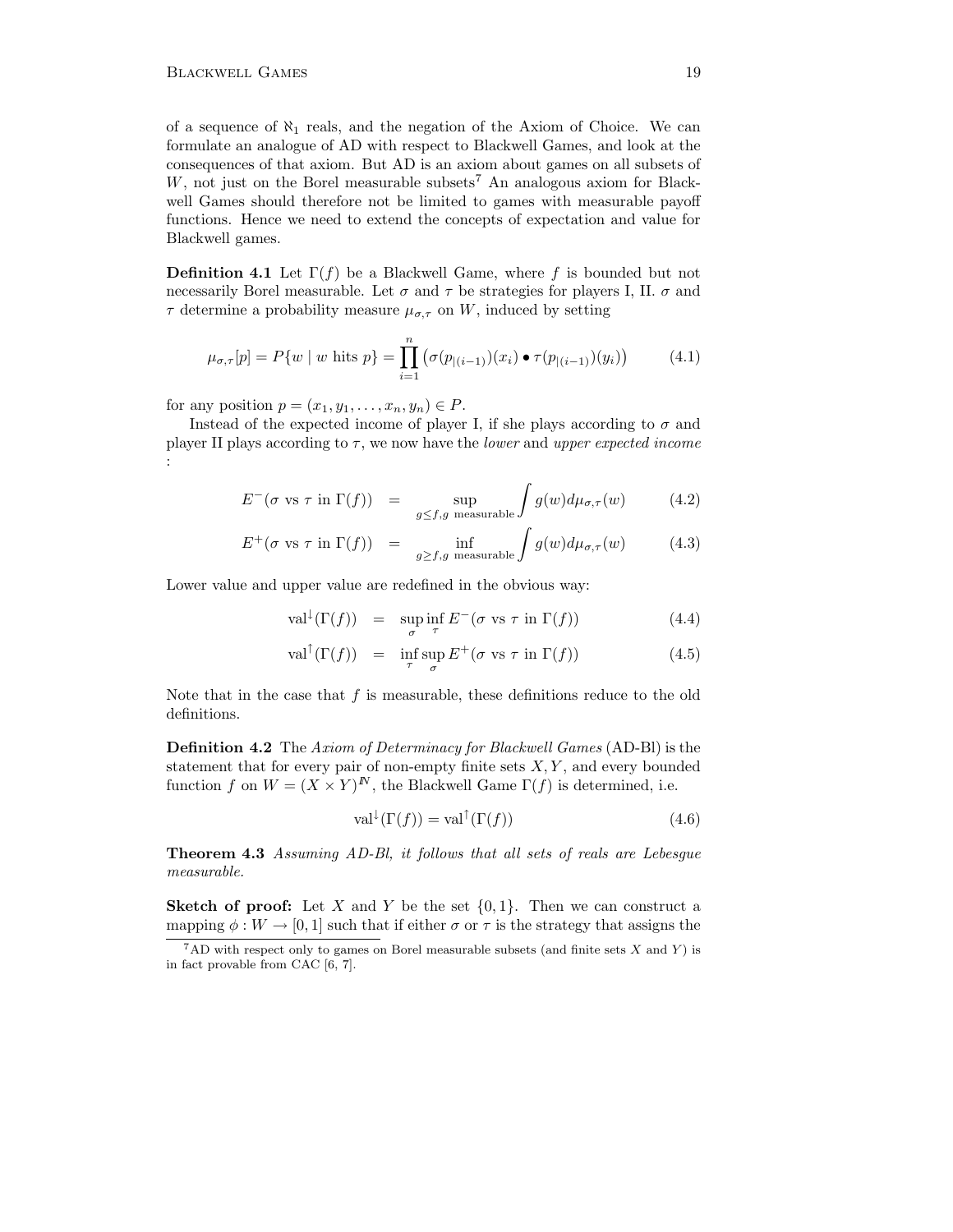of a sequence of $\aleph_1$ reals, and the negation of the Axiom of Choice. We can formulate an analogue of AD with respect to Blackwell Games, and look at the consequences of that axiom. But AD is an axiom about games on all subsets of $W$, not just on the Borel measurable subsets[7] An analogous axiom for Blackwell Games should therefore not be limited to games with measurable payoff functions. Hence we need to extend the concepts of expectation and value for Blackwell games.

**Definition 4.1** Let $\Gamma(f)$ be a Blackwell Game, where $f$ is bounded but not necessarily Borel measurable. Let $\sigma$ and $\tau$ be strategies for players I, II. $\sigma$ and $\tau$ determine a probability measure $\mu_{\sigma,\tau}$ on $W$, induced by setting

$$\mu_{\sigma,\tau}[p] = P\{w \mid w \text{ hits } p\} = \prod_{i=1}^{n} \left( \sigma(p_{|(i-1)})(x_i) \bullet \tau(p_{|(i-1)})(y_i) \right) \tag{4.1}$$

for any position $p = (x_1, y_1, \ldots, x_n, y_n) \in P$.

Instead of the expected income of player I, if she plays according to $\sigma$ and player II plays according to $\tau$, we now have the *lower* and *upper expected income* :

$$E^-(\sigma \text{ vs } \tau \text{ in } \Gamma(f)) = \sup_{g \leq f, g \text{ measurable}} \int g(w) d\mu_{\sigma,\tau}(w) \tag{4.2}$$

$$E^+(\sigma \text{ vs } \tau \text{ in } \Gamma(f)) = \inf_{g \geq f, g \text{ measurable}} \int g(w) d\mu_{\sigma,\tau}(w) \tag{4.3}$$

Lower value and upper value are redefined in the obvious way:

$$\text{val}^{\downarrow}(\Gamma(f)) = \sup_{\sigma} \inf_{\tau} E^-(\sigma \text{ vs } \tau \text{ in } \Gamma(f)) \tag{4.4}$$

$$\text{val}^{\uparrow}(\Gamma(f)) = \inf_{\tau} \sup_{\sigma} E^+(\sigma \text{ vs } \tau \text{ in } \Gamma(f)) \tag{4.5}$$

Note that in the case that $f$ is measurable, these definitions reduce to the old definitions.

**Definition 4.2** The *Axiom of Determinacy for Blackwell Games* (AD-Bl) is the statement that for every pair of non-empty finite sets $X, Y$, and every bounded function $f$ on $W = (X \times Y)^{\mathbb{N}}$, the Blackwell Game $\Gamma(f)$ is determined, i.e.

$$\text{val}^{\downarrow}(\Gamma(f)) = \text{val}^{\uparrow}(\Gamma(f)) \tag{4.6}$$

**Theorem 4.3** *Assuming AD-Bl, it follows that all sets of reals are Lebesgue measurable.*

**Sketch of proof:** Let $X$ and $Y$ be the set $\{0, 1\}$. Then we can construct a mapping $\phi : W \to [0, 1]$ such that if either $\sigma$ or $\tau$ is the strategy that assigns the

[7] AD with respect only to games on Borel measurable subsets (and finite sets $X$ and $Y$) is in fact provable from CAC [6, 7].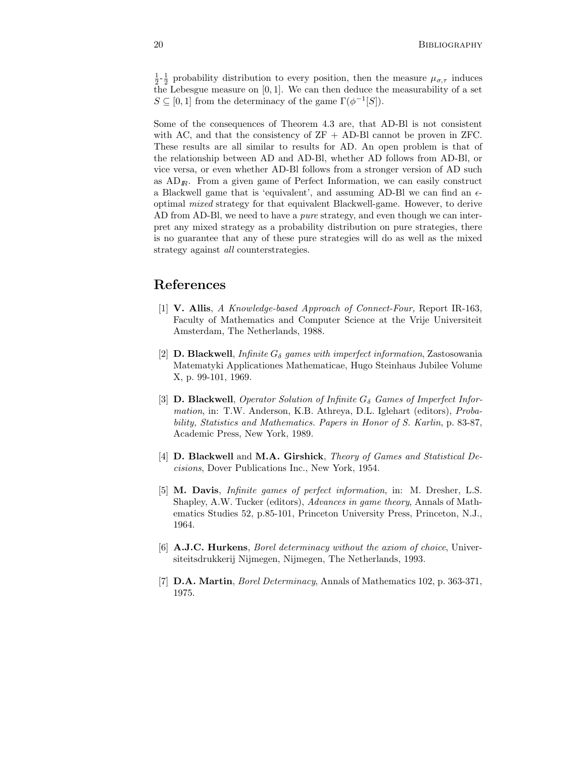$\frac{1}{2}$-$\frac{1}{2}$ probability distribution to every position, then the measure $\mu_{\sigma,\tau}$ induces the Lebesgue measure on $[0, 1]$. We can then deduce the measurability of a set $S \subseteq [0, 1]$ from the determinacy of the game $\Gamma(\phi^{-1}[S])$.

Some of the consequences of Theorem 4.3 are, that AD-Bl is not consistent with AC, and that the consistency of ZF + AD-Bl cannot be proven in ZFC. These results are all similar to results for AD. An open problem is that of the relationship between AD and AD-Bl, whether AD follows from AD-Bl, or vice versa, or even whether AD-Bl follows from a stronger version of AD such as $\mathrm{AD}_{\mathbb{R}}$. From a given game of Perfect Information, we can easily construct a Blackwell game that is 'equivalent', and assuming AD-Bl we can find an $\epsilon$-optimal *mixed* strategy for that equivalent Blackwell-game. However, to derive AD from AD-Bl, we need to have a *pure* strategy, and even though we can interpret any mixed strategy as a probability distribution on pure strategies, there is no guarantee that any of these pure strategies will do as well as the mixed strategy against *all* counterstrategies.

# References

[1] **V. Allis**, *A Knowledge-based Approach of Connect-Four,* Report IR-163, Faculty of Mathematics and Computer Science at the Vrije Universiteit Amsterdam, The Netherlands, 1988.

[2] **D. Blackwell**, *Infinite $G_\delta$ games with imperfect information*, Zastosowania Matematyki Applicationes Mathematicae, Hugo Steinhaus Jubilee Volume X, p. 99-101, 1969.

[3] **D. Blackwell**, *Operator Solution of Infinite $G_\delta$ Games of Imperfect Information*, in: T.W. Anderson, K.B. Athreya, D.L. Iglehart (editors), *Probability, Statistics and Mathematics. Papers in Honor of S. Karlin*, p. 83-87, Academic Press, New York, 1989.

[4] **D. Blackwell** and **M.A. Girshick**, *Theory of Games and Statistical Decisions*, Dover Publications Inc., New York, 1954.

[5] **M. Davis**, *Infinite games of perfect information*, in: M. Dresher, L.S. Shapley, A.W. Tucker (editors), *Advances in game theory*, Annals of Mathematics Studies 52, p.85-101, Princeton University Press, Princeton, N.J., 1964.

[6] **A.J.C. Hurkens**, *Borel determinacy without the axiom of choice*, Universiteitsdrukkerij Nijmegen, Nijmegen, The Netherlands, 1993.

[7] **D.A. Martin**, *Borel Determinacy*, Annals of Mathematics 102, p. 363-371, 1975.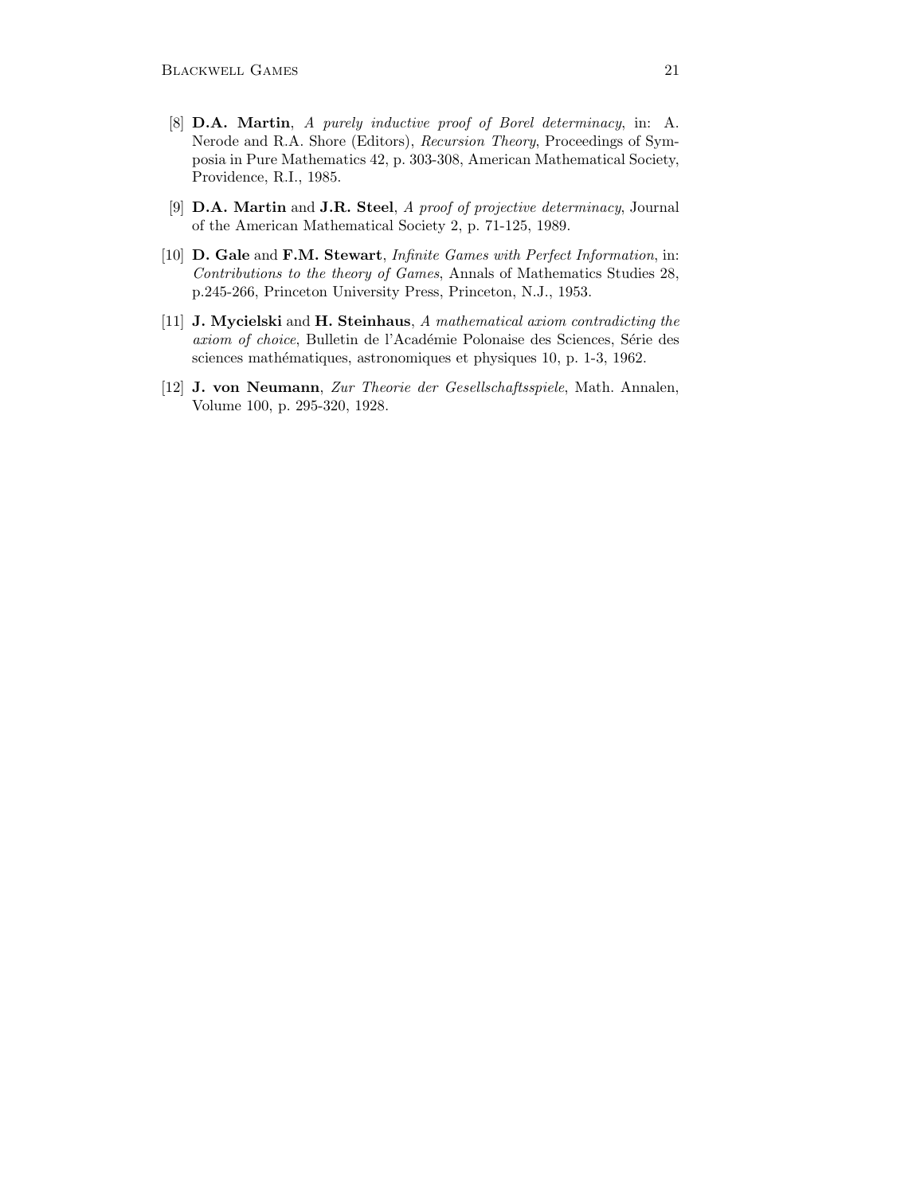[8] **D.A. Martin**, *A purely inductive proof of Borel determinacy*, in: A. Nerode and R.A. Shore (Editors), *Recursion Theory*, Proceedings of Symposia in Pure Mathematics 42, p. 303-308, American Mathematical Society, Providence, R.I., 1985.

[9] **D.A. Martin** and **J.R. Steel**, *A proof of projective determinacy*, Journal of the American Mathematical Society 2, p. 71-125, 1989.

[10] **D. Gale** and **F.M. Stewart**, *Infinite Games with Perfect Information*, in: *Contributions to the theory of Games*, Annals of Mathematics Studies 28, p.245-266, Princeton University Press, Princeton, N.J., 1953.

[11] **J. Mycielski** and **H. Steinhaus**, *A mathematical axiom contradicting the axiom of choice*, Bulletin de l'Académie Polonaise des Sciences, Série des sciences mathématiques, astronomiques et physiques 10, p. 1-3, 1962.

[12] **J. von Neumann**, *Zur Theorie der Gesellschaftsspiele*, Math. Annalen, Volume 100, p. 295-320, 1928.